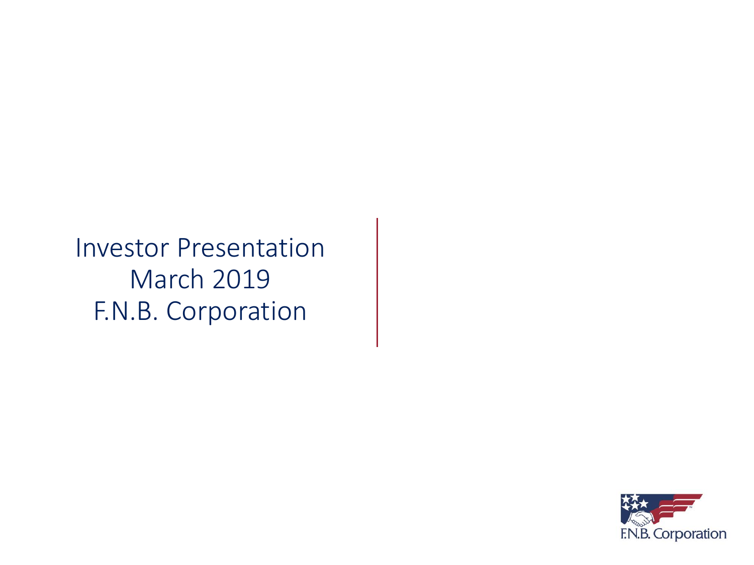# Investor Presentation
## March 2019
## F.N.B. Corporation

F.N.B. Corporation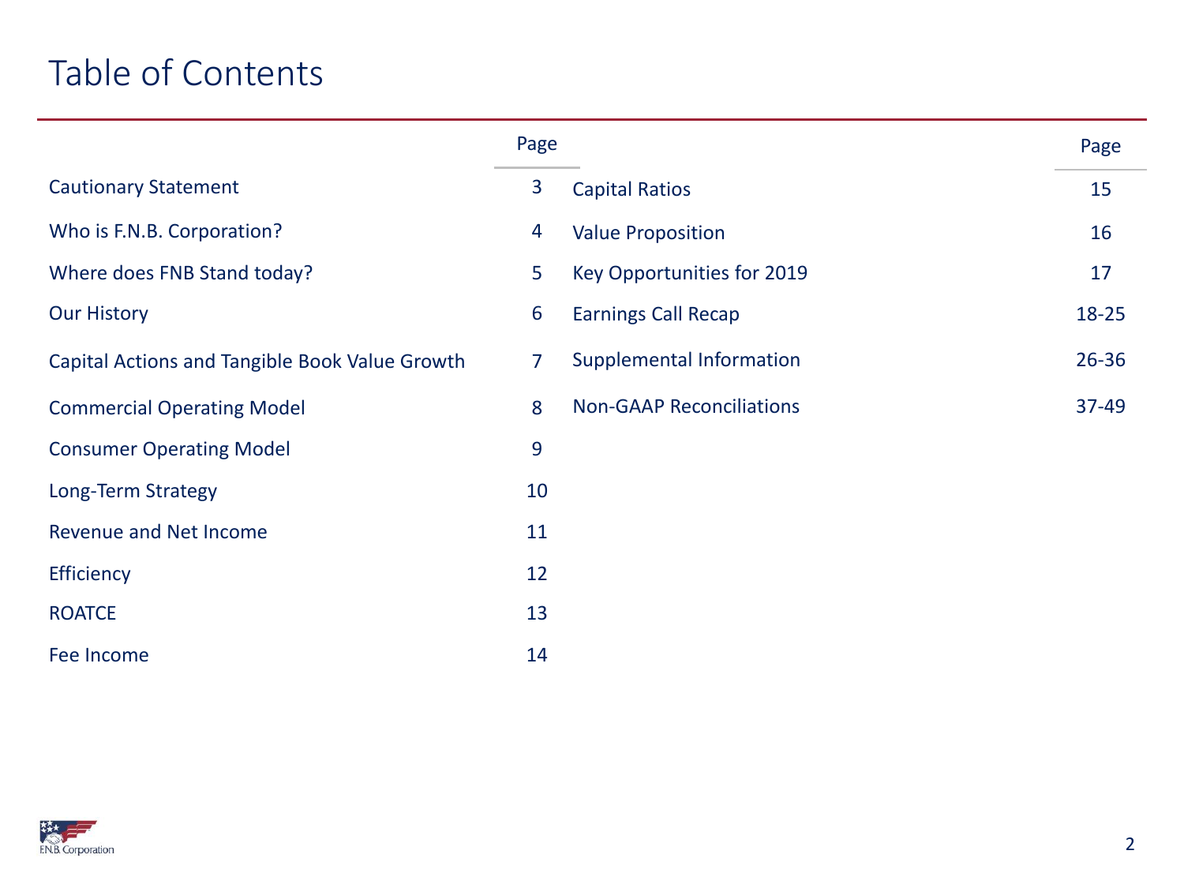# Table of Contents

| | Page |
|---|---|
| Cautionary Statement | 3 |
| Who is F.N.B. Corporation? | 4 |
| Where does FNB Stand today? | 5 |
| Our History | 6 |
| Capital Actions and Tangible Book Value Growth | 7 |
| Commercial Operating Model | 8 |
| Consumer Operating Model | 9 |
| Long-Term Strategy | 10 |
| Revenue and Net Income | 11 |
| Efficiency | 12 |
| ROATCE | 13 |
| Fee Income | 14 |
| Capital Ratios | 15 |
| Value Proposition | 16 |
| Key Opportunities for 2019 | 17 |
| Earnings Call Recap | 18-25 |
| Supplemental Information | 26-36 |
| Non-GAAP Reconciliations | 37-49 |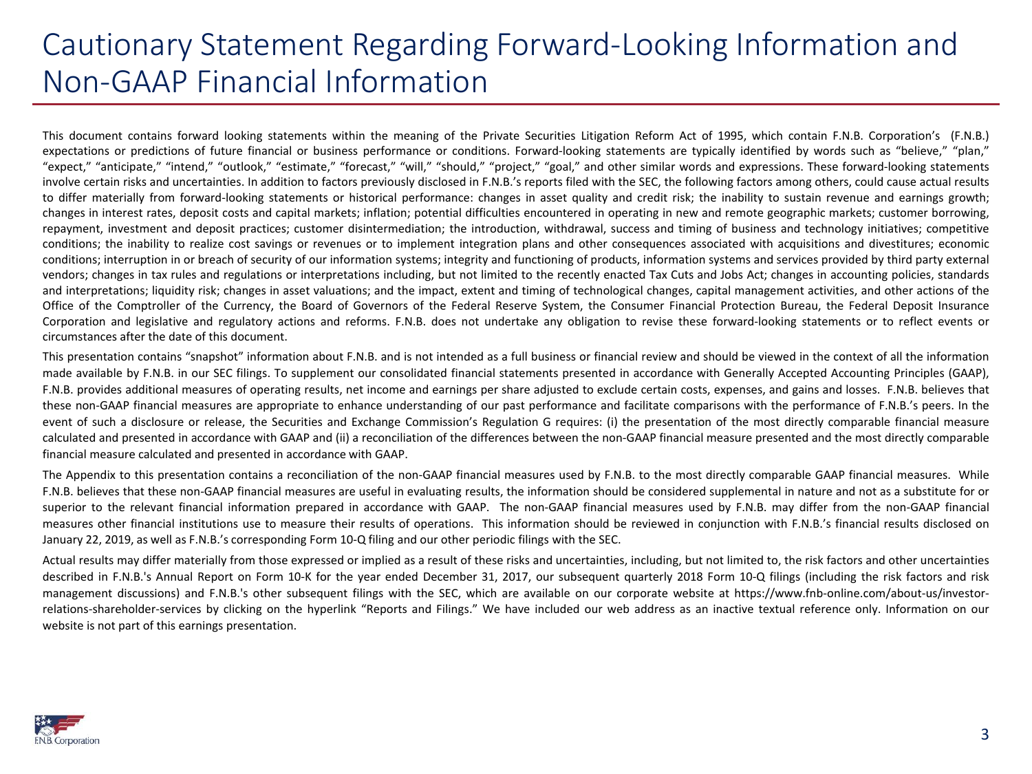# Cautionary Statement Regarding Forward-Looking Information and Non-GAAP Financial Information

This document contains forward looking statements within the meaning of the Private Securities Litigation Reform Act of 1995, which contain F.N.B. Corporation's (F.N.B.) expectations or predictions of future financial or business performance or conditions. Forward-looking statements are typically identified by words such as "believe," "plan," "expect," "anticipate," "intend," "outlook," "estimate," "forecast," "will," "should," "project," "goal," and other similar words and expressions. These forward-looking statements involve certain risks and uncertainties. In addition to factors previously disclosed in F.N.B.'s reports filed with the SEC, the following factors among others, could cause actual results to differ materially from forward-looking statements or historical performance: changes in asset quality and credit risk; the inability to sustain revenue and earnings growth; changes in interest rates, deposit costs and capital markets; inflation; potential difficulties encountered in operating in new and remote geographic markets; customer borrowing, repayment, investment and deposit practices; customer disintermediation; the introduction, withdrawal, success and timing of business and technology initiatives; competitive conditions; the inability to realize cost savings or revenues or to implement integration plans and other consequences associated with acquisitions and divestitures; economic conditions; interruption in or breach of security of our information systems; integrity and functioning of products, information systems and services provided by third party external vendors; changes in tax rules and regulations or interpretations including, but not limited to the recently enacted Tax Cuts and Jobs Act; changes in accounting policies, standards and interpretations; liquidity risk; changes in asset valuations; and the impact, extent and timing of technological changes, capital management activities, and other actions of the Office of the Comptroller of the Currency, the Board of Governors of the Federal Reserve System, the Consumer Financial Protection Bureau, the Federal Deposit Insurance Corporation and legislative and regulatory actions and reforms. F.N.B. does not undertake any obligation to revise these forward-looking statements or to reflect events or circumstances after the date of this document.

This presentation contains "snapshot" information about F.N.B. and is not intended as a full business or financial review and should be viewed in the context of all the information made available by F.N.B. in our SEC filings. To supplement our consolidated financial statements presented in accordance with Generally Accepted Accounting Principles (GAAP), F.N.B. provides additional measures of operating results, net income and earnings per share adjusted to exclude certain costs, expenses, and gains and losses. F.N.B. believes that these non-GAAP financial measures are appropriate to enhance understanding of our past performance and facilitate comparisons with the performance of F.N.B.'s peers. In the event of such a disclosure or release, the Securities and Exchange Commission's Regulation G requires: (i) the presentation of the most directly comparable financial measure calculated and presented in accordance with GAAP and (ii) a reconciliation of the differences between the non-GAAP financial measure presented and the most directly comparable financial measure calculated and presented in accordance with GAAP.

The Appendix to this presentation contains a reconciliation of the non-GAAP financial measures used by F.N.B. to the most directly comparable GAAP financial measures. While F.N.B. believes that these non-GAAP financial measures are useful in evaluating results, the information should be considered supplemental in nature and not as a substitute for or superior to the relevant financial information prepared in accordance with GAAP. The non-GAAP financial measures used by F.N.B. may differ from the non-GAAP financial measures other financial institutions use to measure their results of operations. This information should be reviewed in conjunction with F.N.B.'s financial results disclosed on January 22, 2019, as well as F.N.B.'s corresponding Form 10-Q filing and our other periodic filings with the SEC.

Actual results may differ materially from those expressed or implied as a result of these risks and uncertainties, including, but not limited to, the risk factors and other uncertainties described in F.N.B.'s Annual Report on Form 10-K for the year ended December 31, 2017, our subsequent quarterly 2018 Form 10-Q filings (including the risk factors and risk management discussions) and F.N.B.'s other subsequent filings with the SEC, which are available on our corporate website at https://www.fnb-online.com/about-us/investor-relations-shareholder-services by clicking on the hyperlink "Reports and Filings." We have included our web address as an inactive textual reference only. Information on our website is not part of this earnings presentation.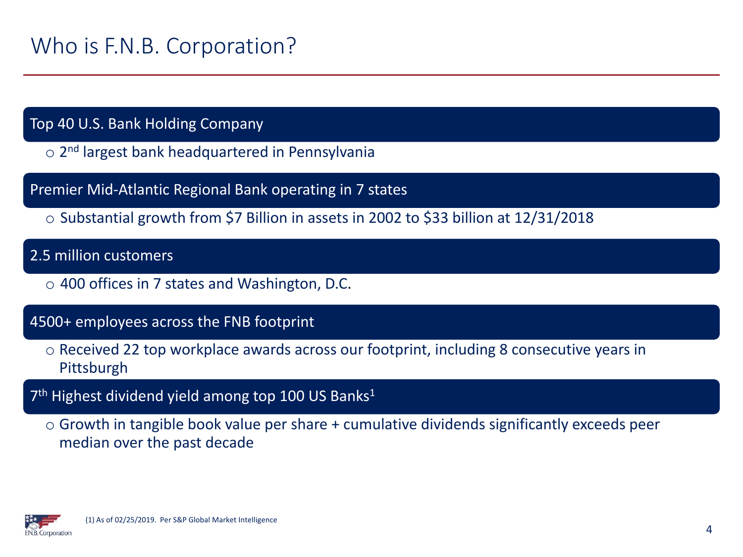# Who is F.N.B. Corporation?

**Top 40 U.S. Bank Holding Company**

- 2nd largest bank headquartered in Pennsylvania

**Premier Mid-Atlantic Regional Bank operating in 7 states**

- Substantial growth from $7 Billion in assets in 2002 to $33 billion at 12/31/2018

**2.5 million customers**

- 400 offices in 7 states and Washington, D.C.

**4500+ employees across the FNB footprint**

- Received 22 top workplace awards across our footprint, including 8 consecutive years in Pittsburgh

**7th Highest dividend yield among top 100 US Banks[1]**

- Growth in tangible book value per share + cumulative dividends significantly exceeds peer median over the past decade

(1) As of 02/25/2019. Per S&P Global Market Intelligence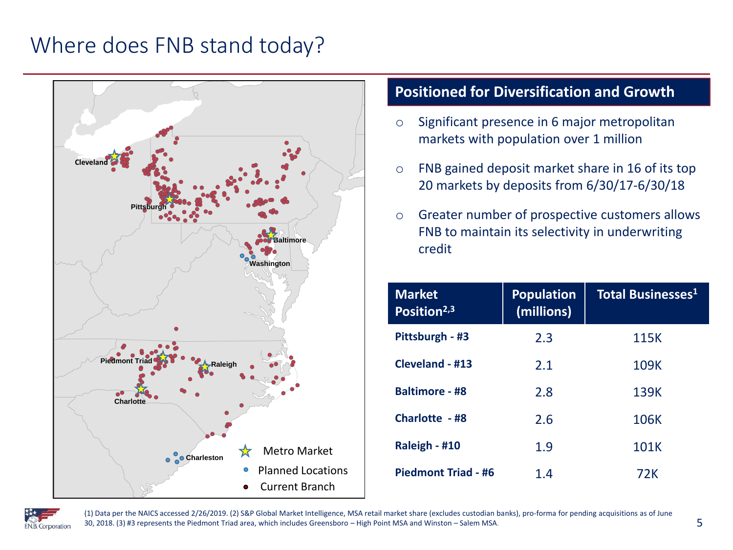# Where does FNB stand today?

Cleveland

Pittsburgh

Baltimore

Washington

Piedmont Triad

Raleigh

Charlotte

Charleston

Metro Market

Planned Locations

Current Branch

## Positioned for Diversification and Growth

- Significant presence in 6 major metropolitan markets with population over 1 million
- FNB gained deposit market share in 16 of its top 20 markets by deposits from 6/30/17-6/30/18
- Greater number of prospective customers allows FNB to maintain its selectivity in underwriting credit

| Market Position[2,3] | Population (millions) | Total Businesses[1] |
|---|---|---|
| **Pittsburgh - #3** | 2.3 | 115K |
| **Cleveland - #13** | 2.1 | 109K |
| **Baltimore - #8** | 2.8 | 139K |
| **Charlotte - #8** | 2.6 | 106K |
| **Raleigh - #10** | 1.9 | 101K |
| **Piedmont Triad - #6** | 1.4 | 72K |

(1) Data per the NAICS accessed 2/26/2019. (2) S&P Global Market Intelligence, MSA retail market share (excludes custodian banks), pro-forma for pending acquisitions as of June 30, 2018. (3) #3 represents the Piedmont Triad area, which includes Greensboro – High Point MSA and Winston – Salem MSA.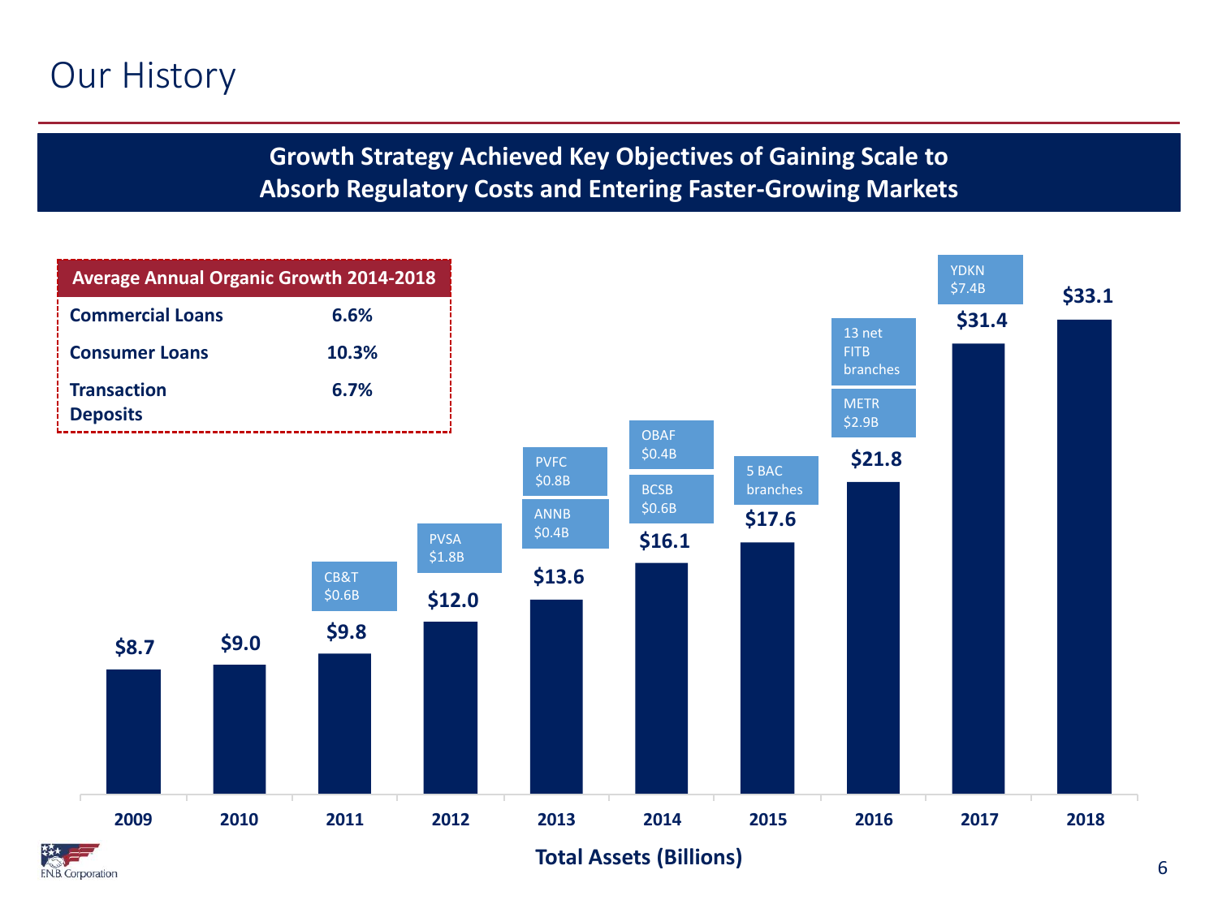# Our History

## Growth Strategy Achieved Key Objectives of Gaining Scale to Absorb Regulatory Costs and Entering Faster-Growing Markets

| Average Annual Organic Growth 2014-2018 | |
|---|---|
| **Commercial Loans** | **6.6%** |
| **Consumer Loans** | **10.3%** |
| **Transaction Deposits** | **6.7%** |

**Total Assets (Billions)**

| Year | Total Assets | Acquisitions |
|---|---|---|
| 2009 | $8.7 | |
| 2010 | $9.0 | |
| 2011 | $9.8 | CB&T $0.6B |
| 2012 | $12.0 | PVSA $1.8B |
| 2013 | $13.6 | PVFC $0.8B; ANNB $0.4B |
| 2014 | $16.1 | OBAF $0.4B; BCSB $0.6B |
| 2015 | $17.6 | 5 BAC branches |
| 2016 | $21.8 | 13 net FITB branches; METR $2.9B |
| 2017 | $31.4 | YDKN $7.4B |
| 2018 | $33.1 | |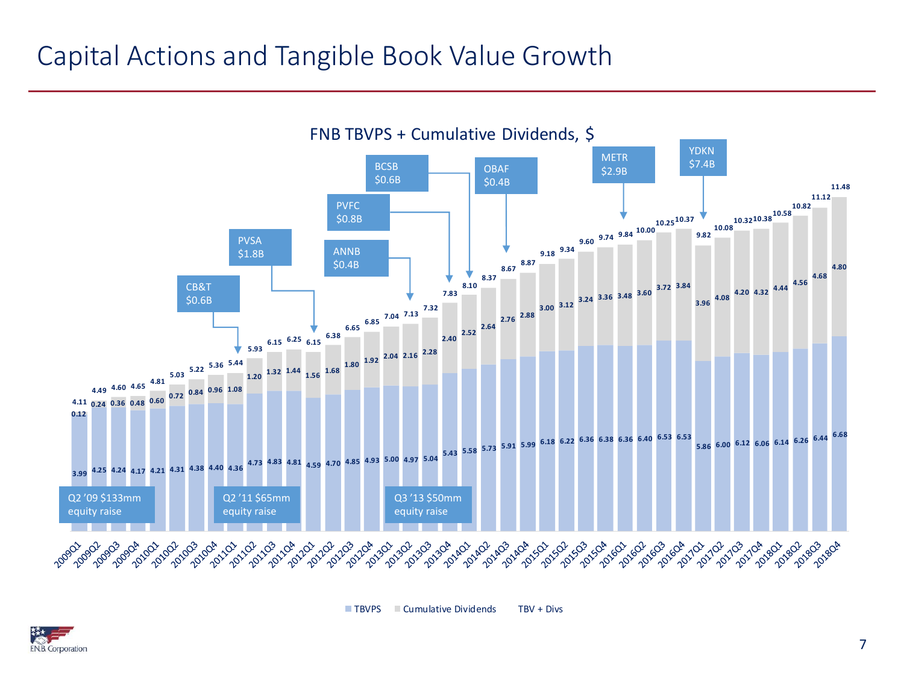# Capital Actions and Tangible Book Value Growth

**FNB TBVPS + Cumulative Dividends, $**

| Quarter | TBVPS | Cumulative Dividends | TBV + Divs |
|---|---|---|---|
| 2009Q1 | 3.99 | 0.12 | 4.11 |
| 2009Q2 | 4.25 | 0.24 | 4.49 |
| 2009Q3 | 4.24 | 0.36 | 4.60 |
| 2009Q4 | 4.17 | 0.48 | 4.65 |
| 2010Q1 | 4.21 | 0.60 | 4.81 |
| 2010Q2 | 4.31 | 0.72 | 5.03 |
| 2010Q3 | 4.38 | 0.84 | 5.22 |
| 2010Q4 | 4.40 | 0.96 | 5.36 |
| 2011Q1 | 4.36 | 1.08 | 5.44 |
| 2011Q2 | 4.73 | 1.20 | 5.93 |
| 2011Q3 | 4.83 | 1.32 | 6.15 |
| 2011Q4 | 4.81 | 1.44 | 6.25 |
| 2012Q1 | 4.59 | 1.56 | 6.15 |
| 2012Q2 | 4.70 | 1.68 | 6.38 |
| 2012Q3 | 4.85 | 1.80 | 6.65 |
| 2012Q4 | 4.93 | 1.92 | 6.85 |
| 2013Q1 | 5.00 | 2.04 | 7.04 |
| 2013Q2 | 4.97 | 2.16 | 7.13 |
| 2013Q3 | 5.04 | 2.28 | 7.32 |
| 2013Q4 | 5.43 | 2.40 | 7.83 |
| 2014Q1 | 5.58 | 2.52 | 8.10 |
| 2014Q2 | 5.73 | 2.64 | 8.37 |
| 2014Q3 | 5.91 | 2.76 | 8.67 |
| 2014Q4 | 5.99 | 2.88 | 8.87 |
| 2015Q1 | 6.18 | 3.00 | 9.18 |
| 2015Q2 | 6.22 | 3.12 | 9.34 |
| 2015Q3 | 6.36 | 3.24 | 9.60 |
| 2015Q4 | 6.38 | 3.36 | 9.74 |
| 2016Q1 | 6.36 | 3.48 | 9.84 |
| 2016Q2 | 6.40 | 3.60 | 10.00 |
| 2016Q3 | 6.53 | 3.72 | 10.25 |
| 2016Q4 | 6.53 | 3.84 | 10.37 |
| 2017Q1 | 5.86 | 3.96 | 9.82 |
| 2017Q2 | 6.00 | 4.08 | 10.08 |
| 2017Q3 | 6.12 | 4.20 | 10.32 |
| 2017Q4 | 6.06 | 4.32 | 10.38 |
| 2018Q1 | 6.14 | 4.44 | 10.58 |
| 2018Q2 | 6.26 | 4.56 | 10.82 |
| 2018Q3 | 6.44 | 4.68 | 11.12 |
| 2018Q4 | 6.68 | 4.80 | 11.48 |

Acquisitions:
- CB&T $0.6B (2011Q1)
- PVSA $1.8B (2012Q1)
- ANNB $0.4B (2013Q2)
- PVFC $0.8B (2013Q4)
- BCSB $0.6B (2014Q1)
- OBAF $0.4B (2014Q3)
- METR $2.9B (2016Q1)
- YDKN $7.4B (2017Q1)

Capital raises:
- Q2 '09 $133mm equity raise
- Q2 '11 $65mm equity raise
- Q3 '13 $50mm equity raise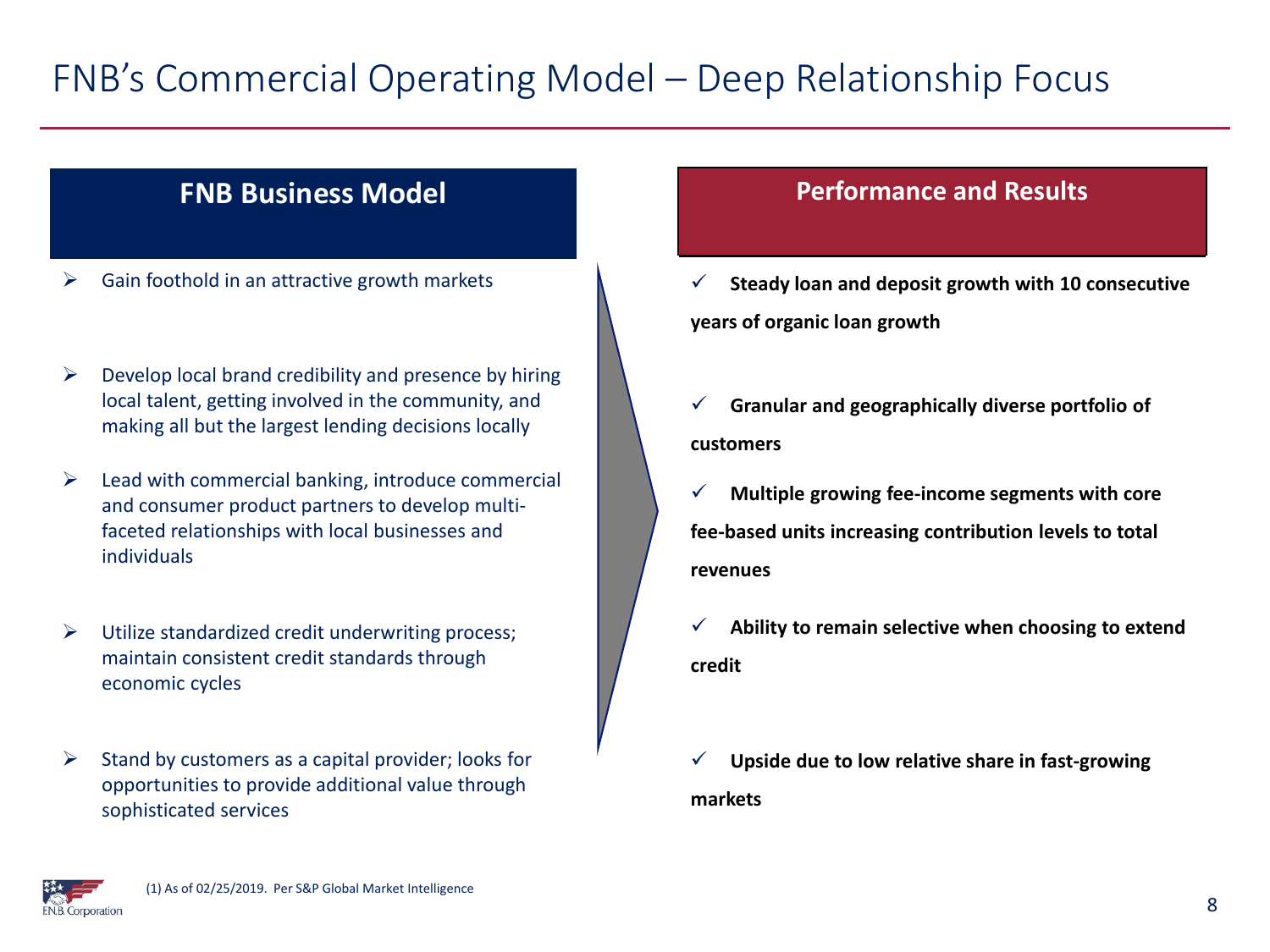# FNB's Commercial Operating Model – Deep Relationship Focus

## FNB Business Model

- Gain foothold in an attractive growth markets
- Develop local brand credibility and presence by hiring local talent, getting involved in the community, and making all but the largest lending decisions locally
- Lead with commercial banking, introduce commercial and consumer product partners to develop multi-faceted relationships with local businesses and individuals
- Utilize standardized credit underwriting process; maintain consistent credit standards through economic cycles
- Stand by customers as a capital provider; looks for opportunities to provide additional value through sophisticated services

## Performance and Results

- ✓ **Steady loan and deposit growth with 10 consecutive years of organic loan growth**
- ✓ **Granular and geographically diverse portfolio of customers**
- ✓ **Multiple growing fee-income segments with core fee-based units increasing contribution levels to total revenues**
- ✓ **Ability to remain selective when choosing to extend credit**
- ✓ **Upside due to low relative share in fast-growing markets**

(1) As of 02/25/2019. Per S&P Global Market Intelligence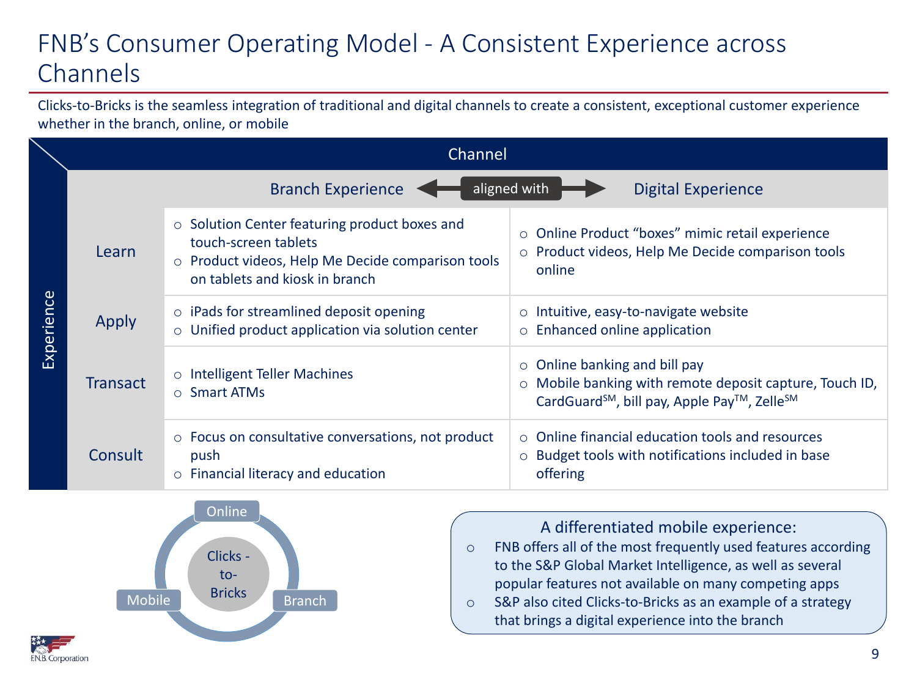# FNB's Consumer Operating Model - A Consistent Experience across Channels

Clicks-to-Bricks is the seamless integration of traditional and digital channels to create a consistent, exceptional customer experience whether in the branch, online, or mobile

| Experience | Branch Experience (aligned with Digital Experience) | Digital Experience |
|---|---|---|
| Learn | ○ Solution Center featuring product boxes and touch-screen tablets<br>○ Product videos, Help Me Decide comparison tools on tablets and kiosk in branch | ○ Online Product "boxes" mimic retail experience<br>○ Product videos, Help Me Decide comparison tools online |
| Apply | ○ iPads for streamlined deposit opening<br>○ Unified product application via solution center | ○ Intuitive, easy-to-navigate website<br>○ Enhanced online application |
| Transact | ○ Intelligent Teller Machines<br>○ Smart ATMs | ○ Online banking and bill pay<br>○ Mobile banking with remote deposit capture, Touch ID, CardGuard℠, bill pay, Apple Pay™, Zelle℠ |
| Consult | ○ Focus on consultative conversations, not product push<br>○ Financial literacy and education | ○ Online financial education tools and resources<br>○ Budget tools with notifications included in base offering |

Clicks-to-Bricks: Online, Mobile, Branch

**A differentiated mobile experience:**

- FNB offers all of the most frequently used features according to the S&P Global Market Intelligence, as well as several popular features not available on many competing apps
- S&P also cited Clicks-to-Bricks as an example of a strategy that brings a digital experience into the branch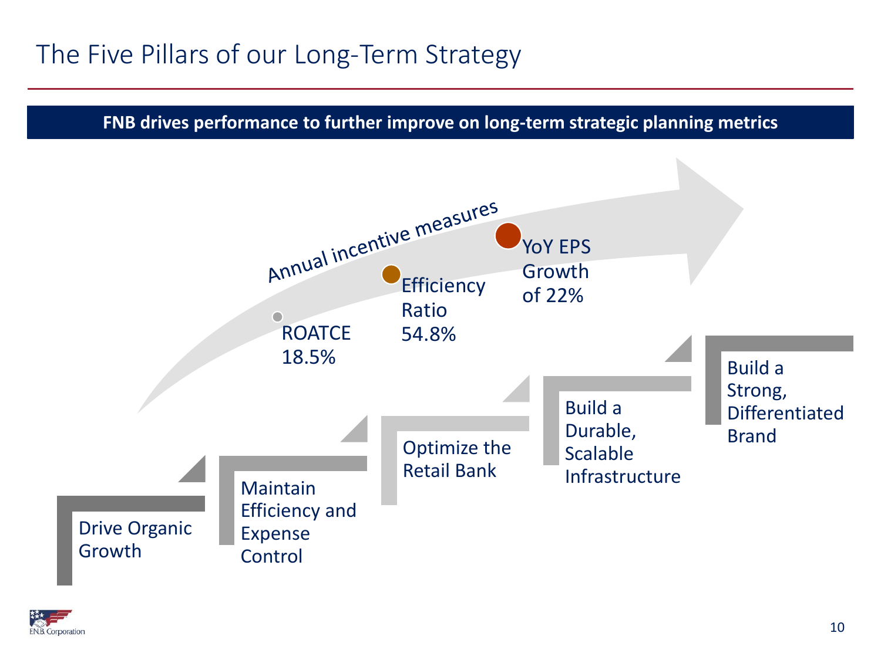# The Five Pillars of our Long-Term Strategy

**FNB drives performance to further improve on long-term strategic planning metrics**

*Annual incentive measures*

- ROATCE 18.5%
- Efficiency Ratio 54.8%
- YoY EPS Growth of 22%

1. Drive Organic Growth
2. Maintain Efficiency and Expense Control
3. Optimize the Retail Bank
4. Build a Durable, Scalable Infrastructure
5. Build a Strong, Differentiated Brand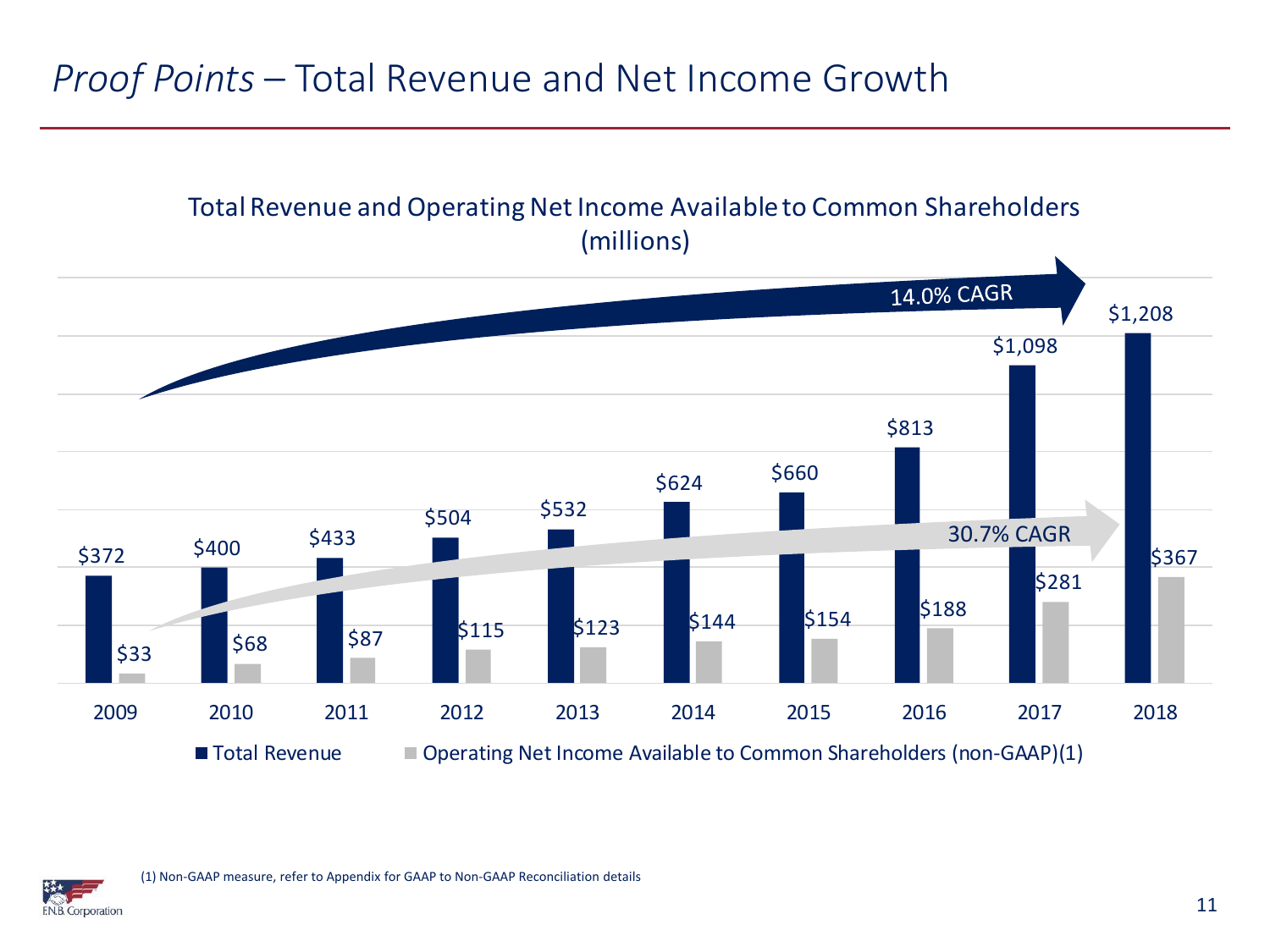# *Proof Points* – Total Revenue and Net Income Growth

Total Revenue and Operating Net Income Available to Common Shareholders (millions)

| Year | Total Revenue | Operating Net Income Available to Common Shareholders (non-GAAP)(1) |
| --- | --- | --- |
| 2009 | $372 | $33 |
| 2010 | $400 | $68 |
| 2011 | $433 | $87 |
| 2012 | $504 | $115 |
| 2013 | $532 | $123 |
| 2014 | $624 | $144 |
| 2015 | $660 | $154 |
| 2016 | $813 | $188 |
| 2017 | $1,098 | $281 |
| 2018 | $1,208 | $367 |

Total Revenue: 14.0% CAGR

Operating Net Income Available to Common Shareholders: 30.7% CAGR

(1) Non-GAAP measure, refer to Appendix for GAAP to Non-GAAP Reconciliation details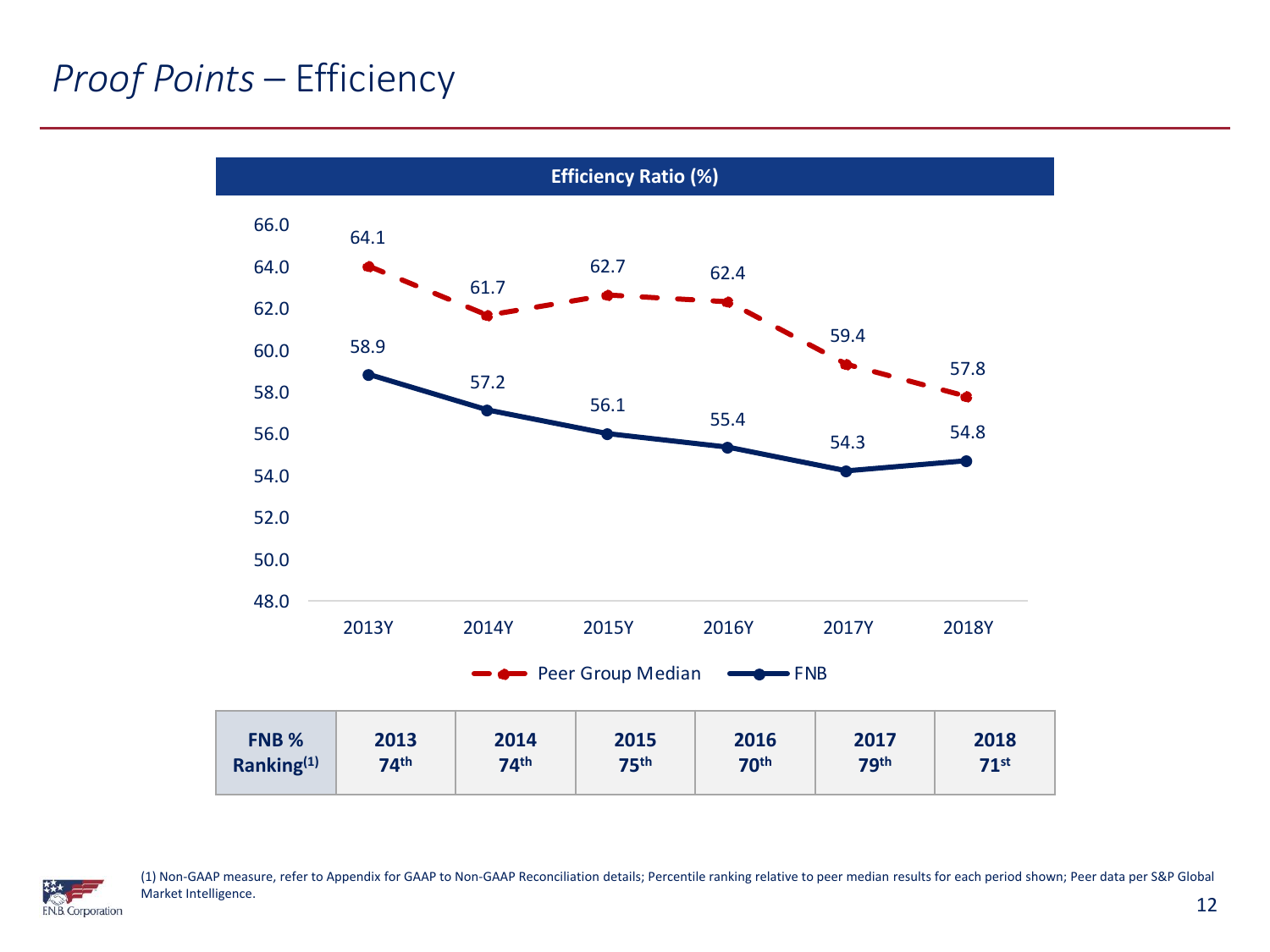# *Proof Points* – Efficiency

**Efficiency Ratio (%)**

| | 2013Y | 2014Y | 2015Y | 2016Y | 2017Y | 2018Y |
|---|---|---|---|---|---|---|
| Peer Group Median | 64.1 | 61.7 | 62.7 | 62.4 | 59.4 | 57.8 |
| FNB | 58.9 | 57.2 | 56.1 | 55.4 | 54.3 | 54.8 |

| FNB % Ranking[(1)] | 2013 | 2014 | 2015 | 2016 | 2017 | 2018 |
|---|---|---|---|---|---|---|
| | 74th | 74th | 75th | 70th | 79th | 71st |

(1) Non-GAAP measure, refer to Appendix for GAAP to Non-GAAP Reconciliation details; Percentile ranking relative to peer median results for each period shown; Peer data per S&P Global Market Intelligence.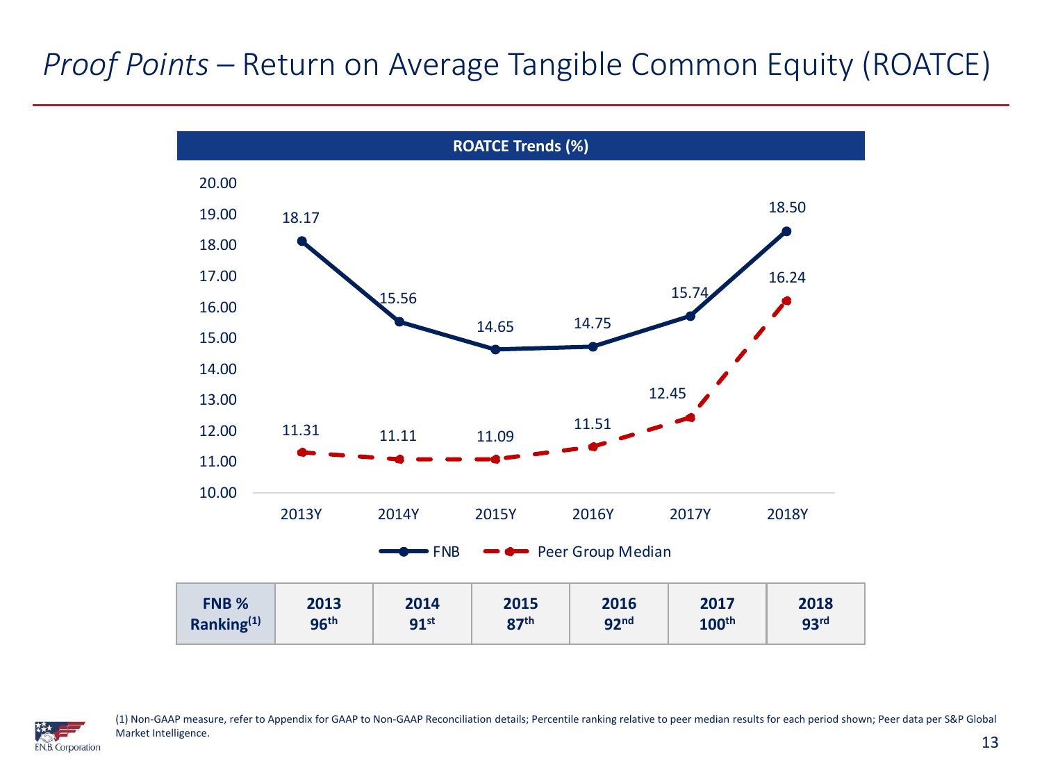# *Proof Points* – Return on Average Tangible Common Equity (ROATCE)

**ROATCE Trends (%)**

| | 2013Y | 2014Y | 2015Y | 2016Y | 2017Y | 2018Y |
|---|---|---|---|---|---|---|
| FNB | 18.17 | 15.56 | 14.65 | 14.75 | 15.74 | 18.50 |
| Peer Group Median | 11.31 | 11.11 | 11.09 | 11.51 | 12.45 | 16.24 |

| **FNB % Ranking(1)** | **2013** | **2014** | **2015** | **2016** | **2017** | **2018** |
|---|---|---|---|---|---|---|
| | **96th** | **91st** | **87th** | **92nd** | **100th** | **93rd** |

(1) Non-GAAP measure, refer to Appendix for GAAP to Non-GAAP Reconciliation details; Percentile ranking relative to peer median results for each period shown; Peer data per S&P Global Market Intelligence.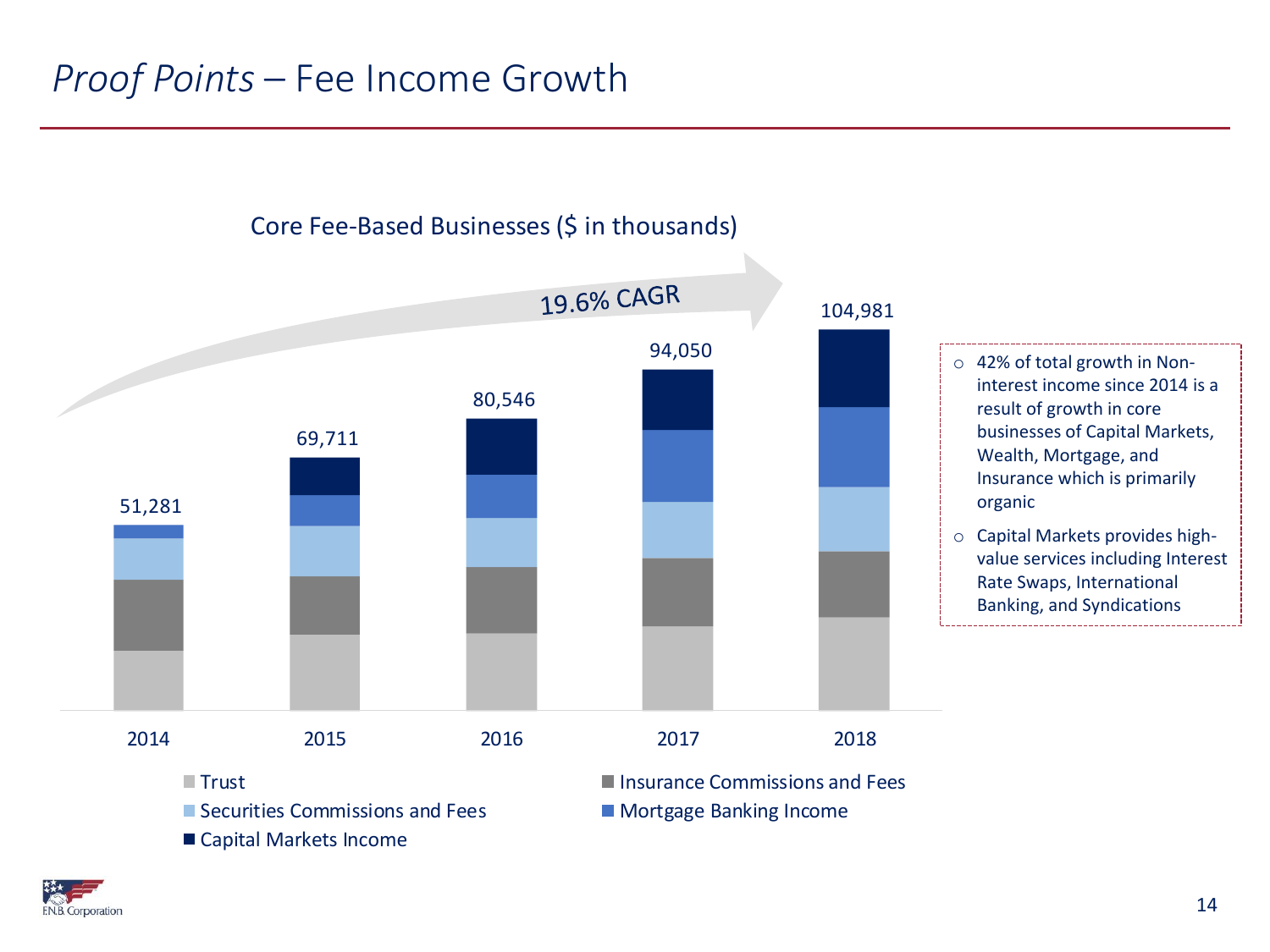# *Proof Points* – Fee Income Growth

Core Fee-Based Businesses ($ in thousands)

19.6% CAGR

| | 2014 | 2015 | 2016 | 2017 | 2018 |
|---|---|---|---|---|---|
| Total | 51,281 | 69,711 | 80,546 | 94,050 | 104,981 |

Legend: Trust; Insurance Commissions and Fees; Securities Commissions and Fees; Mortgage Banking Income; Capital Markets Income

- 42% of total growth in Non-interest income since 2014 is a result of growth in core businesses of Capital Markets, Wealth, Mortgage, and Insurance which is primarily organic
- Capital Markets provides high-value services including Interest Rate Swaps, International Banking, and Syndications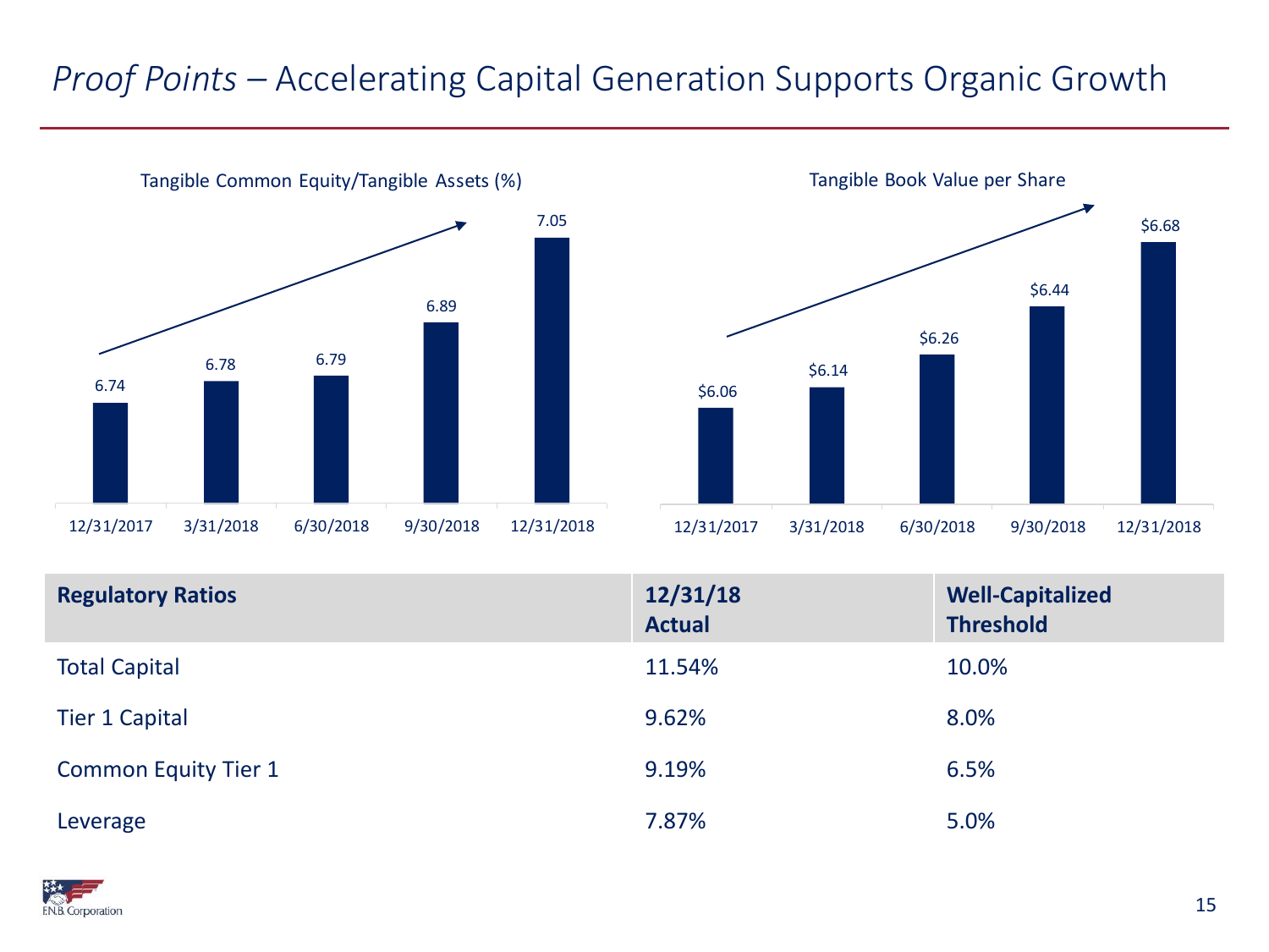# *Proof Points* – Accelerating Capital Generation Supports Organic Growth

**Tangible Common Equity/Tangible Assets (%)**

| 12/31/2017 | 3/31/2018 | 6/30/2018 | 9/30/2018 | 12/31/2018 |
|---|---|---|---|---|
| 6.74 | 6.78 | 6.79 | 6.89 | 7.05 |

**Tangible Book Value per Share**

| 12/31/2017 | 3/31/2018 | 6/30/2018 | 9/30/2018 | 12/31/2018 |
|---|---|---|---|---|
| $6.06 | $6.14 | $6.26 | $6.44 | $6.68 |

| Regulatory Ratios | 12/31/18 Actual | Well-Capitalized Threshold |
|---|---|---|
| Total Capital | 11.54% | 10.0% |
| Tier 1 Capital | 9.62% | 8.0% |
| Common Equity Tier 1 | 9.19% | 6.5% |
| Leverage | 7.87% | 5.0% |

F.N.B. Corporation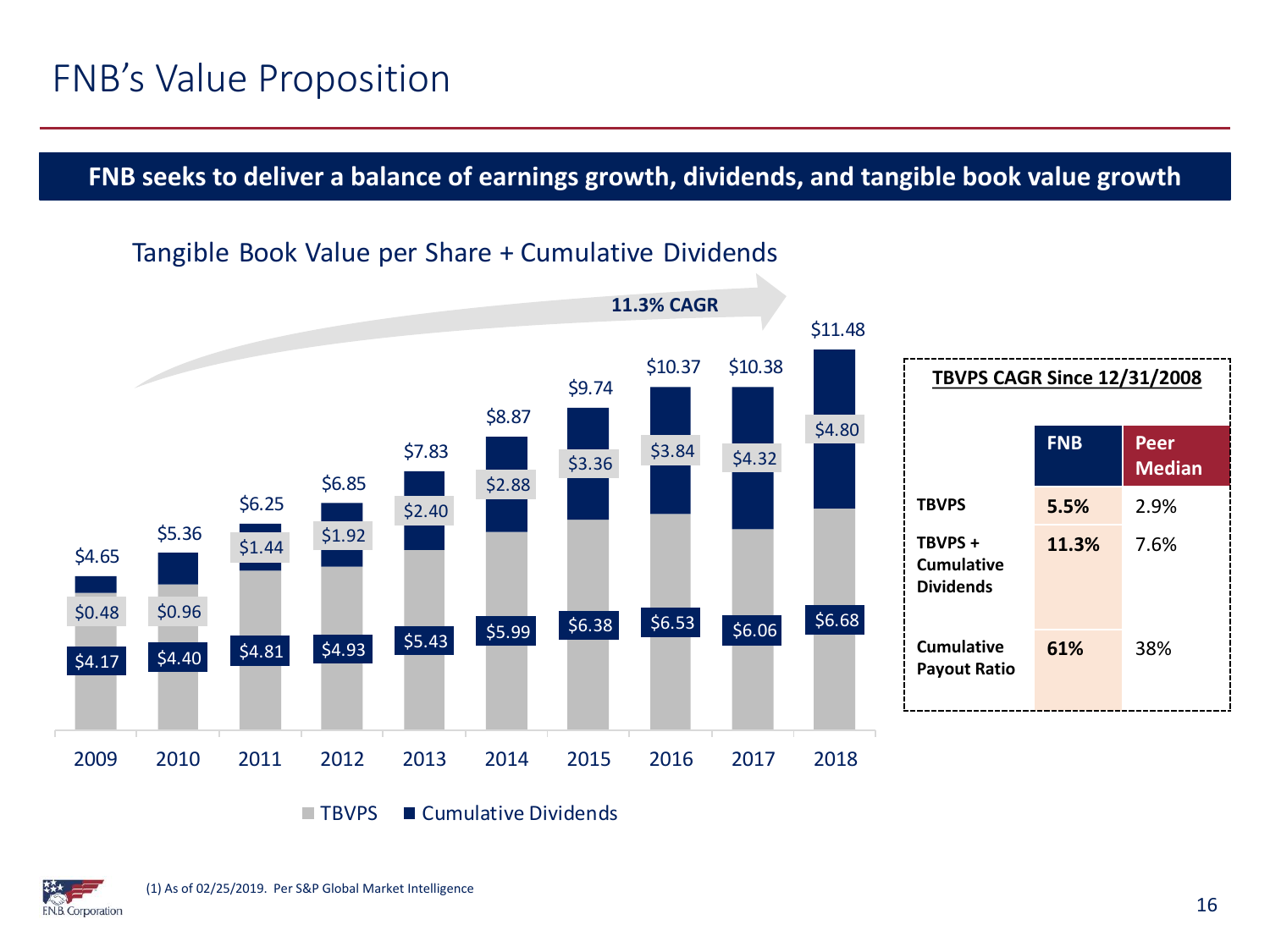# FNB's Value Proposition

**FNB seeks to deliver a balance of earnings growth, dividends, and tangible book value growth**

## Tangible Book Value per Share + Cumulative Dividends

**11.3% CAGR**

| Year | TBVPS | Cumulative Dividends | Total |
|---|---|---|---|
| 2009 | $4.17 | $0.48 | $4.65 |
| 2010 | $4.40 | $0.96 | $5.36 |
| 2011 | $4.81 | $1.44 | $6.25 |
| 2012 | $4.93 | $1.92 | $6.85 |
| 2013 | $5.43 | $2.40 | $7.83 |
| 2014 | $5.99 | $2.88 | $8.87 |
| 2015 | $6.38 | $3.36 | $9.74 |
| 2016 | $6.53 | $3.84 | $10.37 |
| 2017 | $6.06 | $4.32 | $10.38 |
| 2018 | $6.68 | $4.80 | $11.48 |

■ TBVPS ■ Cumulative Dividends

**TBVPS CAGR Since 12/31/2008**

| | FNB | Peer Median |
|---|---|---|
| **TBVPS** | **5.5%** | 2.9% |
| **TBVPS + Cumulative Dividends** | **11.3%** | 7.6% |
| **Cumulative Payout Ratio** | **61%** | 38% |

(1) As of 02/25/2019. Per S&P Global Market Intelligence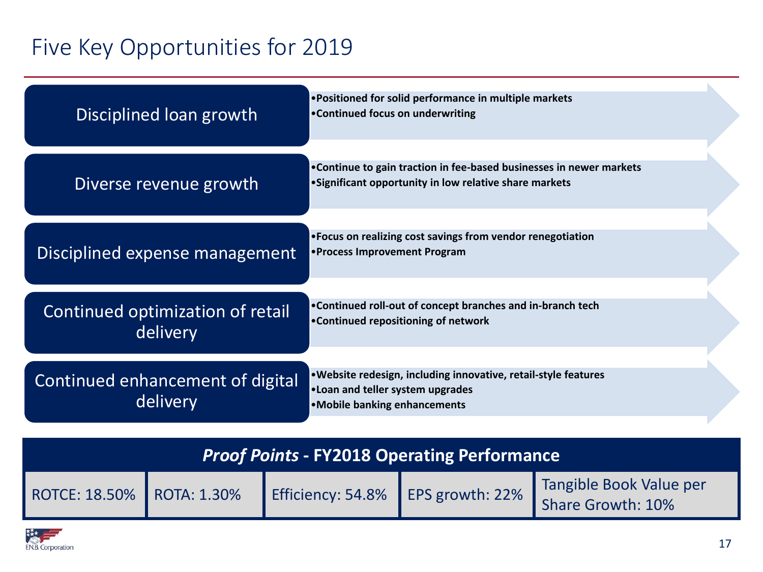# Five Key Opportunities for 2019

## Disciplined loan growth

- **Positioned for solid performance in multiple markets**
- **Continued focus on underwriting**

## Diverse revenue growth

- **Continue to gain traction in fee-based businesses in newer markets**
- **Significant opportunity in low relative share markets**

## Disciplined expense management

- **Focus on realizing cost savings from vendor renegotiation**
- **Process Improvement Program**

## Continued optimization of retail delivery

- **Continued roll-out of concept branches and in-branch tech**
- **Continued repositioning of network**

## Continued enhancement of digital delivery

- **Website redesign, including innovative, retail-style features**
- **Loan and teller system upgrades**
- **Mobile banking enhancements**

### *Proof Points* - FY2018 Operating Performance

| ROTCE: 18.50% | ROTA: 1.30% | Efficiency: 54.8% | EPS growth: 22% | Tangible Book Value per Share Growth: 10% |
|---|---|---|---|---|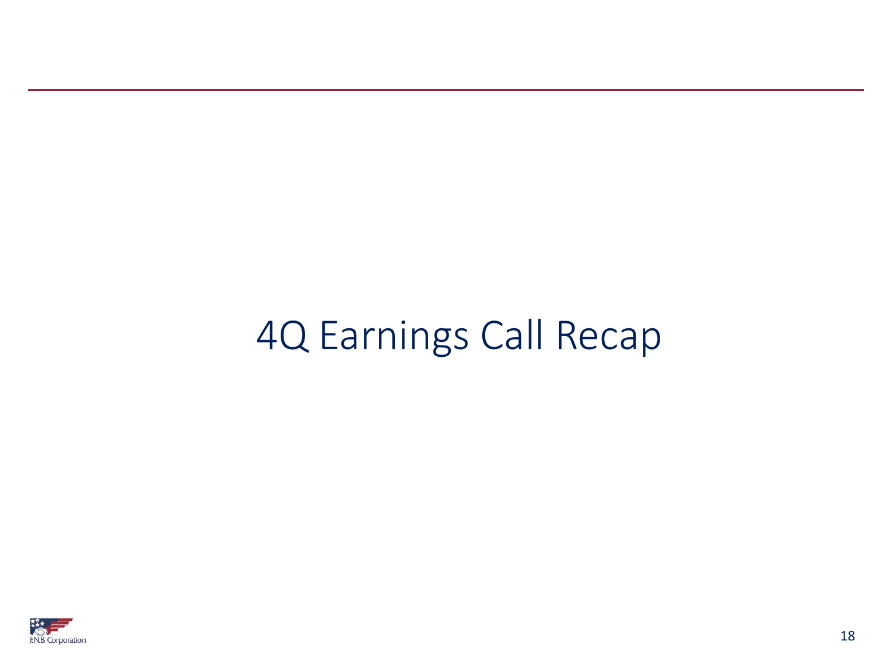# 4Q Earnings Call Recap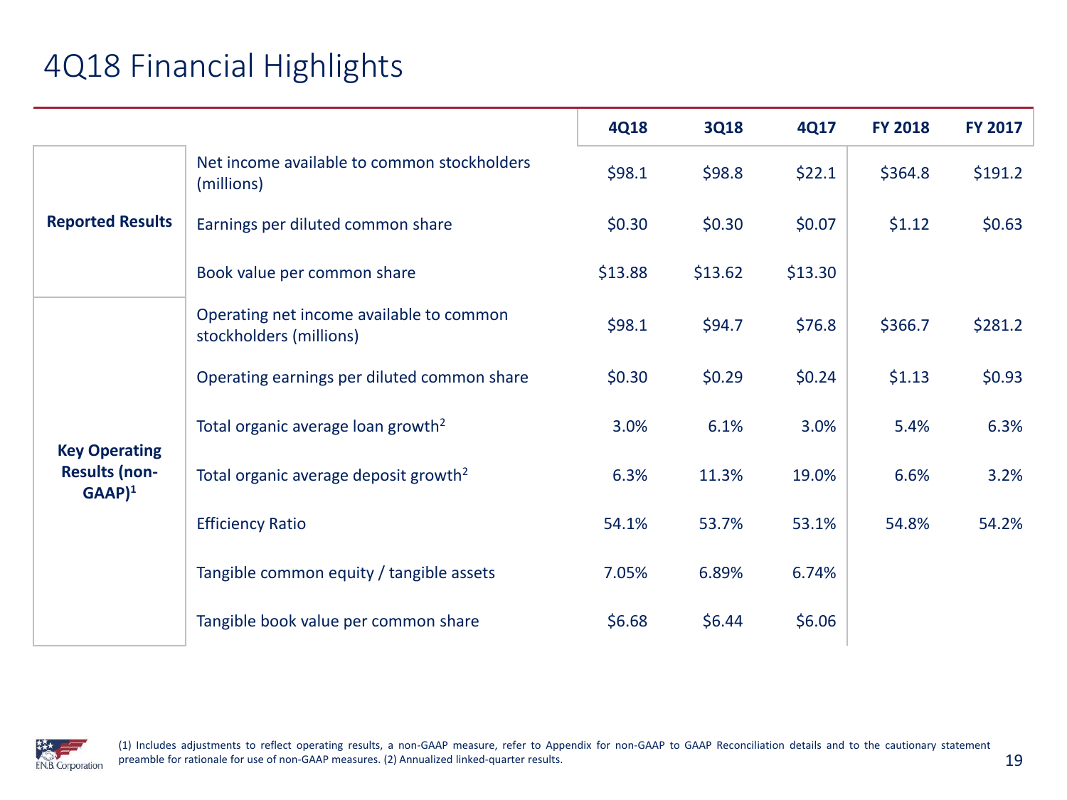# 4Q18 Financial Highlights

| | | 4Q18 | 3Q18 | 4Q17 | FY 2018 | FY 2017 |
|---|---|---|---|---|---|---|
| **Reported Results** | Net income available to common stockholders (millions) | \$98.1 | \$98.8 | \$22.1 | \$364.8 | \$191.2 |
| | Earnings per diluted common share | \$0.30 | \$0.30 | \$0.07 | \$1.12 | \$0.63 |
| | Book value per common share | \$13.88 | \$13.62 | \$13.30 | | |
| **Key Operating Results (non-GAAP)[1]** | Operating net income available to common stockholders (millions) | \$98.1 | \$94.7 | \$76.8 | \$366.7 | \$281.2 |
| | Operating earnings per diluted common share | \$0.30 | \$0.29 | \$0.24 | \$1.13 | \$0.93 |
| | Total organic average loan growth[2] | 3.0% | 6.1% | 3.0% | 5.4% | 6.3% |
| | Total organic average deposit growth[2] | 6.3% | 11.3% | 19.0% | 6.6% | 3.2% |
| | Efficiency Ratio | 54.1% | 53.7% | 53.1% | 54.8% | 54.2% |
| | Tangible common equity / tangible assets | 7.05% | 6.89% | 6.74% | | |
| | Tangible book value per common share | \$6.68 | \$6.44 | \$6.06 | | |

(1) Includes adjustments to reflect operating results, a non-GAAP measure, refer to Appendix for non-GAAP to GAAP Reconciliation details and to the cautionary statement preamble for rationale for use of non-GAAP measures. (2) Annualized linked-quarter results.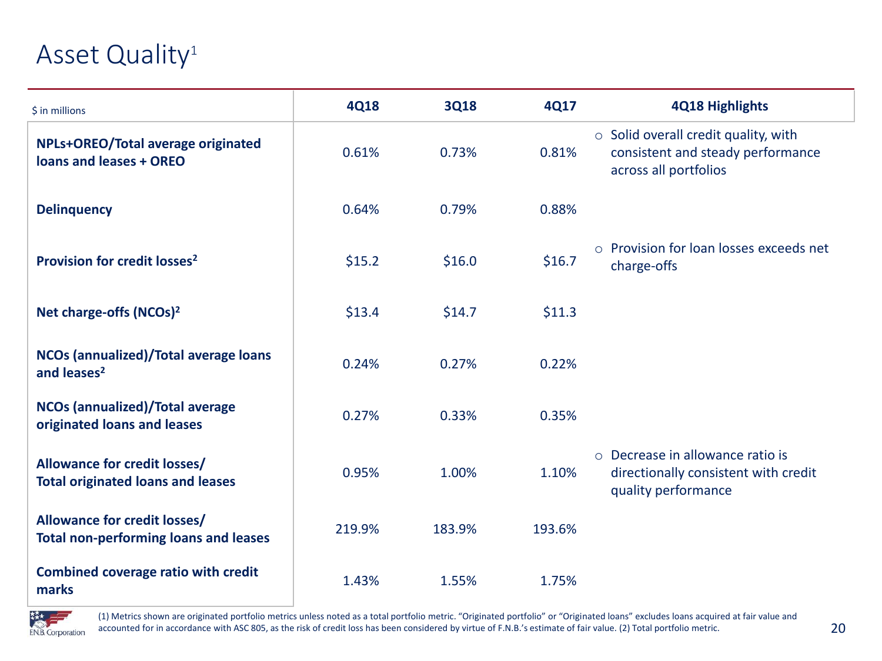# Asset Quality[1]

| $ in millions | 4Q18 | 3Q18 | 4Q17 | 4Q18 Highlights |
|---|---|---|---|---|
| **NPLs+OREO/Total average originated loans and leases + OREO** | 0.61% | 0.73% | 0.81% | ○ Solid overall credit quality, with consistent and steady performance across all portfolios |
| **Delinquency** | 0.64% | 0.79% | 0.88% | |
| **Provision for credit losses[2]** | $15.2 | $16.0 | $16.7 | ○ Provision for loan losses exceeds net charge-offs |
| **Net charge-offs (NCOs)[2]** | $13.4 | $14.7 | $11.3 | |
| **NCOs (annualized)/Total average loans and leases[2]** | 0.24% | 0.27% | 0.22% | |
| **NCOs (annualized)/Total average originated loans and leases** | 0.27% | 0.33% | 0.35% | |
| **Allowance for credit losses/ Total originated loans and leases** | 0.95% | 1.00% | 1.10% | ○ Decrease in allowance ratio is directionally consistent with credit quality performance |
| **Allowance for credit losses/ Total non-performing loans and leases** | 219.9% | 183.9% | 193.6% | |
| **Combined coverage ratio with credit marks** | 1.43% | 1.55% | 1.75% | |

(1) Metrics shown are originated portfolio metrics unless noted as a total portfolio metric. "Originated portfolio" or "Originated loans" excludes loans acquired at fair value and accounted for in accordance with ASC 805, as the risk of credit loss has been considered by virtue of F.N.B.'s estimate of fair value. (2) Total portfolio metric.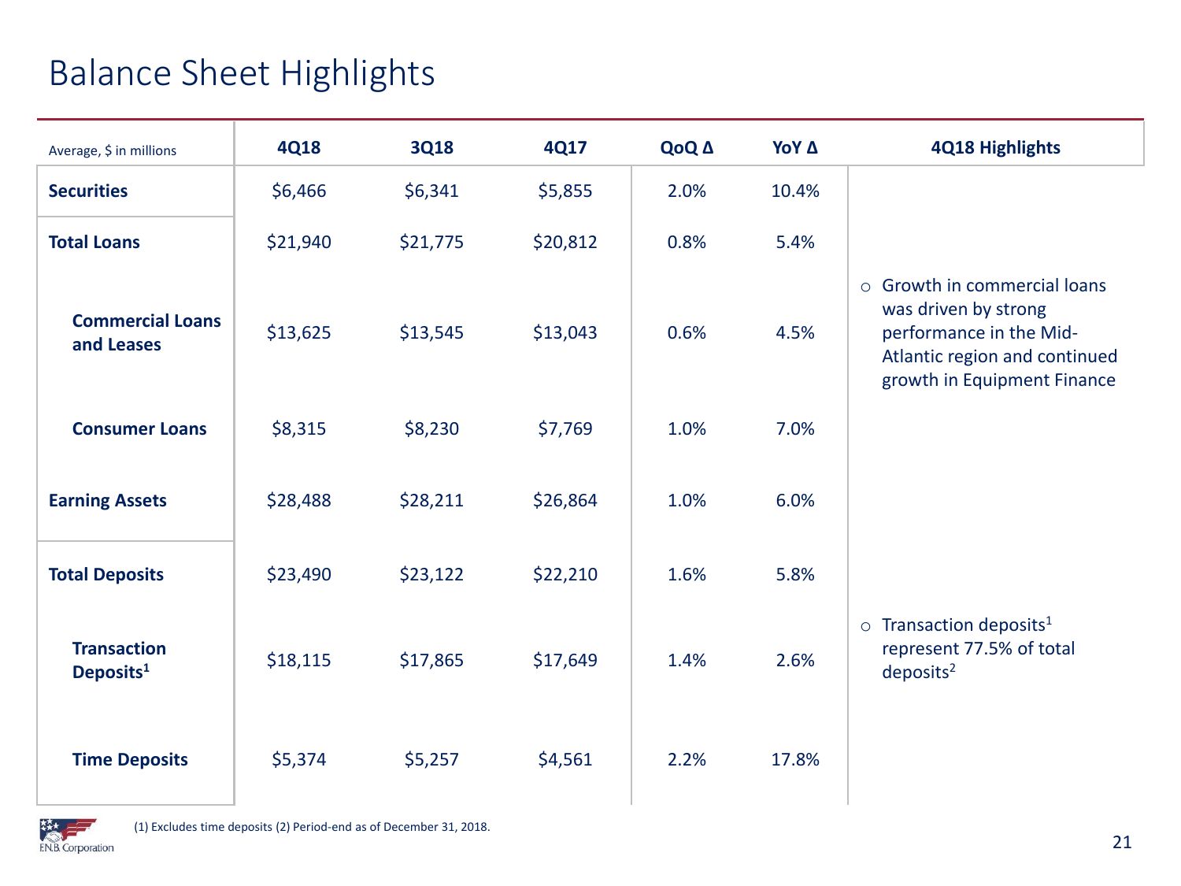# Balance Sheet Highlights

| Average, $ in millions | 4Q18 | 3Q18 | 4Q17 | QoQ Δ | YoY Δ | 4Q18 Highlights |
|---|---|---|---|---|---|---|
| **Securities** | $6,466 | $6,341 | $5,855 | 2.0% | 10.4% | |
| **Total Loans** | $21,940 | $21,775 | $20,812 | 0.8% | 5.4% | |
| **Commercial Loans and Leases** | $13,625 | $13,545 | $13,043 | 0.6% | 4.5% | ○ Growth in commercial loans was driven by strong performance in the Mid-Atlantic region and continued growth in Equipment Finance |
| **Consumer Loans** | $8,315 | $8,230 | $7,769 | 1.0% | 7.0% | |
| **Earning Assets** | $28,488 | $28,211 | $26,864 | 1.0% | 6.0% | |
| **Total Deposits** | $23,490 | $23,122 | $22,210 | 1.6% | 5.8% | |
| **Transaction Deposits[1]** | $18,115 | $17,865 | $17,649 | 1.4% | 2.6% | ○ Transaction deposits[1] represent 77.5% of total deposits[2] |
| **Time Deposits** | $5,374 | $5,257 | $4,561 | 2.2% | 17.8% | |

(1) Excludes time deposits (2) Period-end as of December 31, 2018.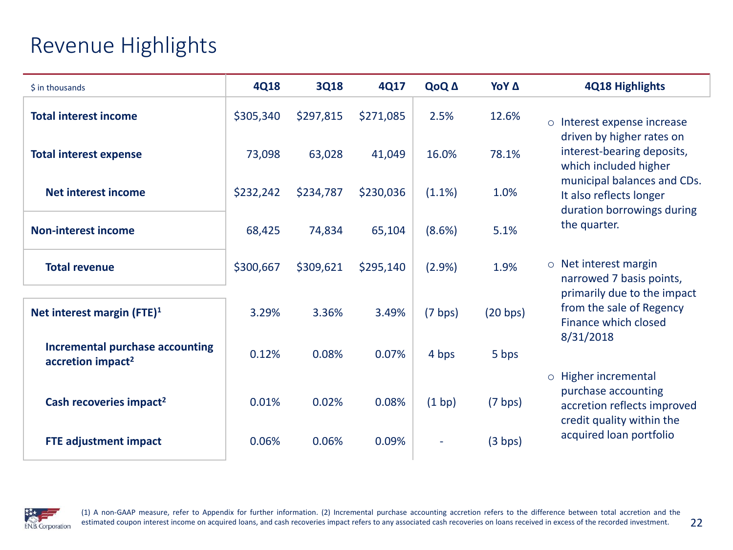# Revenue Highlights

| $ in thousands | 4Q18 | 3Q18 | 4Q17 | QoQ Δ | YoY Δ |
|---|---|---|---|---|---|
| **Total interest income** | $305,340 | $297,815 | $271,085 | 2.5% | 12.6% |
| **Total interest expense** | 73,098 | 63,028 | 41,049 | 16.0% | 78.1% |
| **Net interest income** | $232,242 | $234,787 | $230,036 | (1.1%) | 1.0% |
| **Non-interest income** | 68,425 | 74,834 | 65,104 | (8.6%) | 5.1% |
| **Total revenue** | $300,667 | $309,621 | $295,140 | (2.9%) | 1.9% |
| **Net interest margin (FTE)[1]** | 3.29% | 3.36% | 3.49% | (7 bps) | (20 bps) |
| **Incremental purchase accounting accretion impact[2]** | 0.12% | 0.08% | 0.07% | 4 bps | 5 bps |
| **Cash recoveries impact[2]** | 0.01% | 0.02% | 0.08% | (1 bp) | (7 bps) |
| **FTE adjustment impact** | 0.06% | 0.06% | 0.09% | - | (3 bps) |

**4Q18 Highlights**

- Interest expense increase driven by higher rates on interest-bearing deposits, which included higher municipal balances and CDs. It also reflects longer duration borrowings during the quarter.
- Net interest margin narrowed 7 basis points, primarily due to the impact from the sale of Regency Finance which closed 8/31/2018
- Higher incremental purchase accounting accretion reflects improved credit quality within the acquired loan portfolio

(1) A non-GAAP measure, refer to Appendix for further information. (2) Incremental purchase accounting accretion refers to the difference between total accretion and the estimated coupon interest income on acquired loans, and cash recoveries impact refers to any associated cash recoveries on loans received in excess of the recorded investment.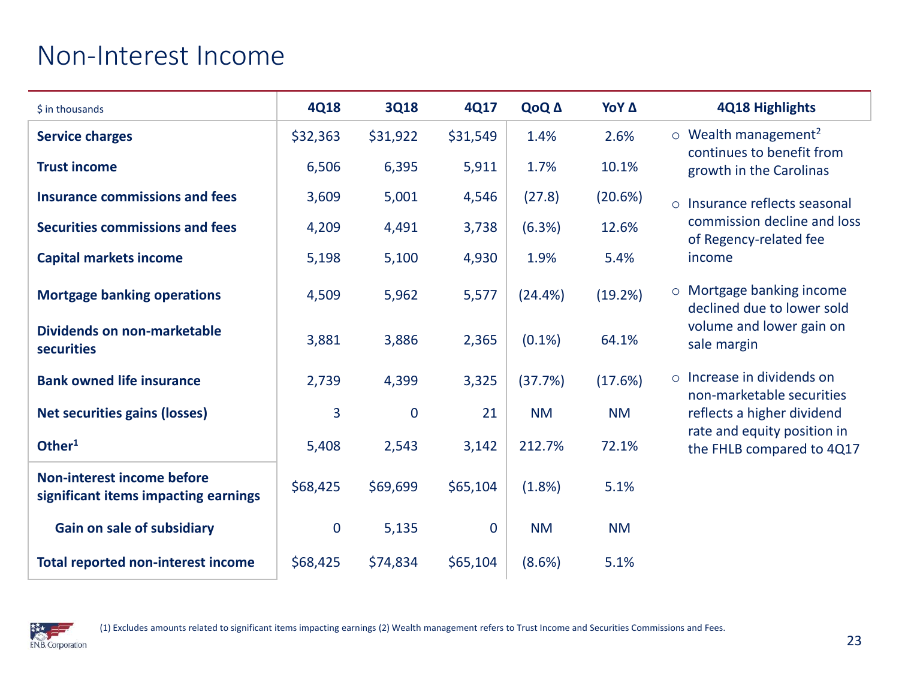# Non-Interest Income

| $ in thousands | 4Q18 | 3Q18 | 4Q17 | QoQ Δ | YoY Δ |
|---|---|---|---|---|---|
| **Service charges** | $32,363 | $31,922 | $31,549 | 1.4% | 2.6% |
| **Trust income** | 6,506 | 6,395 | 5,911 | 1.7% | 10.1% |
| **Insurance commissions and fees** | 3,609 | 5,001 | 4,546 | (27.8) | (20.6%) |
| **Securities commissions and fees** | 4,209 | 4,491 | 3,738 | (6.3%) | 12.6% |
| **Capital markets income** | 5,198 | 5,100 | 4,930 | 1.9% | 5.4% |
| **Mortgage banking operations** | 4,509 | 5,962 | 5,577 | (24.4%) | (19.2%) |
| **Dividends on non-marketable securities** | 3,881 | 3,886 | 2,365 | (0.1%) | 64.1% |
| **Bank owned life insurance** | 2,739 | 4,399 | 3,325 | (37.7%) | (17.6%) |
| **Net securities gains (losses)** | 3 | 0 | 21 | NM | NM |
| **Other**[1] | 5,408 | 2,543 | 3,142 | 212.7% | 72.1% |
| **Non-interest income before significant items impacting earnings** | $68,425 | $69,699 | $65,104 | (1.8%) | 5.1% |
| **Gain on sale of subsidiary** | 0 | 5,135 | 0 | NM | NM |
| **Total reported non-interest income** | $68,425 | $74,834 | $65,104 | (8.6%) | 5.1% |

**4Q18 Highlights**

- Wealth management[2] continues to benefit from growth in the Carolinas
- Insurance reflects seasonal commission decline and loss of Regency-related fee income
- Mortgage banking income declined due to lower sold volume and lower gain on sale margin
- Increase in dividends on non-marketable securities reflects a higher dividend rate and equity position in the FHLB compared to 4Q17

(1) Excludes amounts related to significant items impacting earnings (2) Wealth management refers to Trust Income and Securities Commissions and Fees.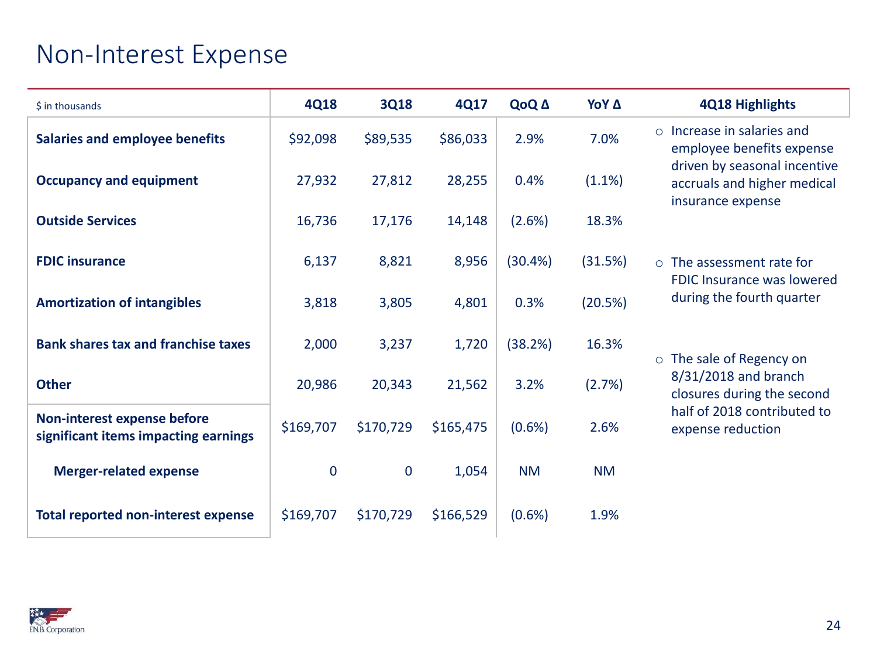# Non-Interest Expense

| $ in thousands | 4Q18 | 3Q18 | 4Q17 | QoQ Δ | YoY Δ |
|---|---|---|---|---|---|
| **Salaries and employee benefits** | $92,098 | $89,535 | $86,033 | 2.9% | 7.0% |
| **Occupancy and equipment** | 27,932 | 27,812 | 28,255 | 0.4% | (1.1%) |
| **Outside Services** | 16,736 | 17,176 | 14,148 | (2.6%) | 18.3% |
| **FDIC insurance** | 6,137 | 8,821 | 8,956 | (30.4%) | (31.5%) |
| **Amortization of intangibles** | 3,818 | 3,805 | 4,801 | 0.3% | (20.5%) |
| **Bank shares tax and franchise taxes** | 2,000 | 3,237 | 1,720 | (38.2%) | 16.3% |
| **Other** | 20,986 | 20,343 | 21,562 | 3.2% | (2.7%) |
| **Non-interest expense before significant items impacting earnings** | $169,707 | $170,729 | $165,475 | (0.6%) | 2.6% |
| **Merger-related expense** | 0 | 0 | 1,054 | NM | NM |
| **Total reported non-interest expense** | $169,707 | $170,729 | $166,529 | (0.6%) | 1.9% |

**4Q18 Highlights**

- Increase in salaries and employee benefits expense driven by seasonal incentive accruals and higher medical insurance expense
- The assessment rate for FDIC Insurance was lowered during the fourth quarter
- The sale of Regency on 8/31/2018 and branch closures during the second half of 2018 contributed to expense reduction

F.N.B. Corporation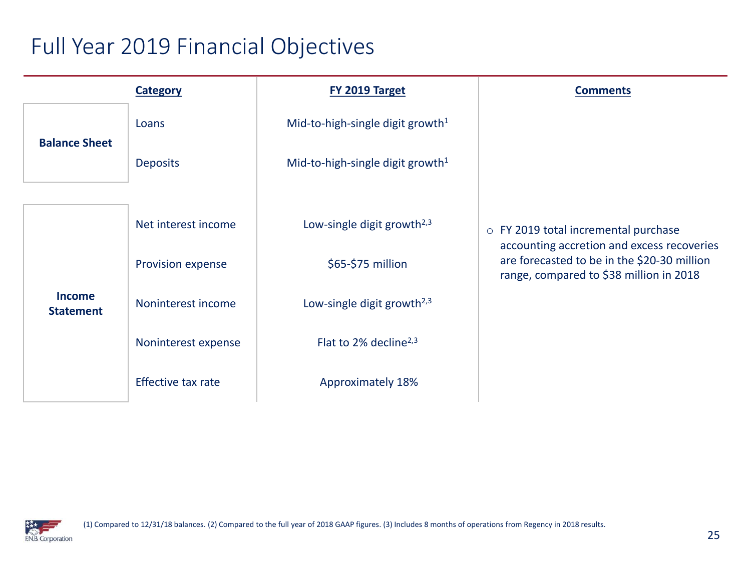# Full Year 2019 Financial Objectives

| | Category | FY 2019 Target | Comments |
|---|---|---|---|
| **Balance Sheet** | Loans | Mid-to-high-single digit growth[1] | |
| | Deposits | Mid-to-high-single digit growth[1] | |
| **Income Statement** | Net interest income | Low-single digit growth[2,3] | ○ FY 2019 total incremental purchase accounting accretion and excess recoveries are forecasted to be in the $20-30 million range, compared to $38 million in 2018 |
| | Provision expense | $65-$75 million | |
| | Noninterest income | Low-single digit growth[2,3] | |
| | Noninterest expense | Flat to 2% decline[2,3] | |
| | Effective tax rate | Approximately 18% | |

(1) Compared to 12/31/18 balances. (2) Compared to the full year of 2018 GAAP figures. (3) Includes 8 months of operations from Regency in 2018 results.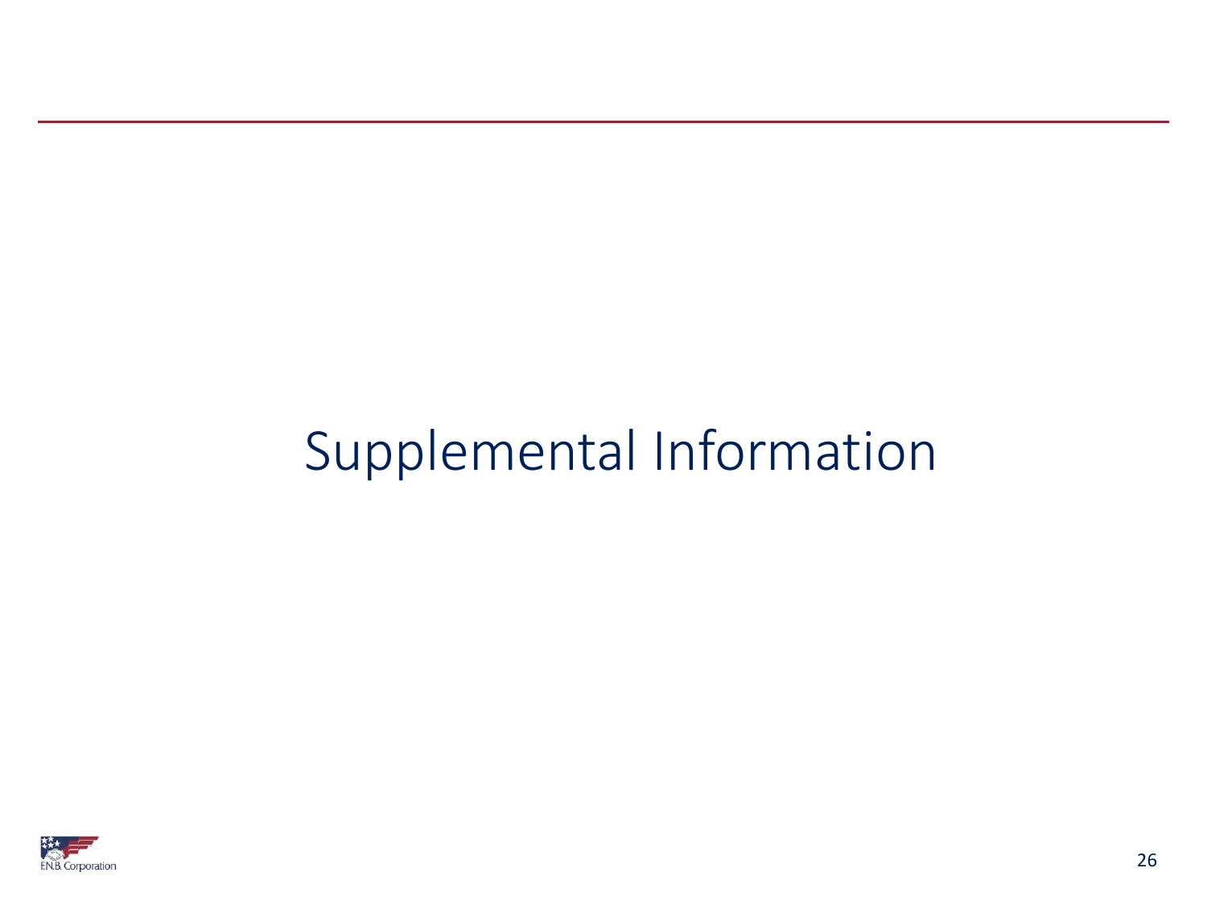# Supplemental Information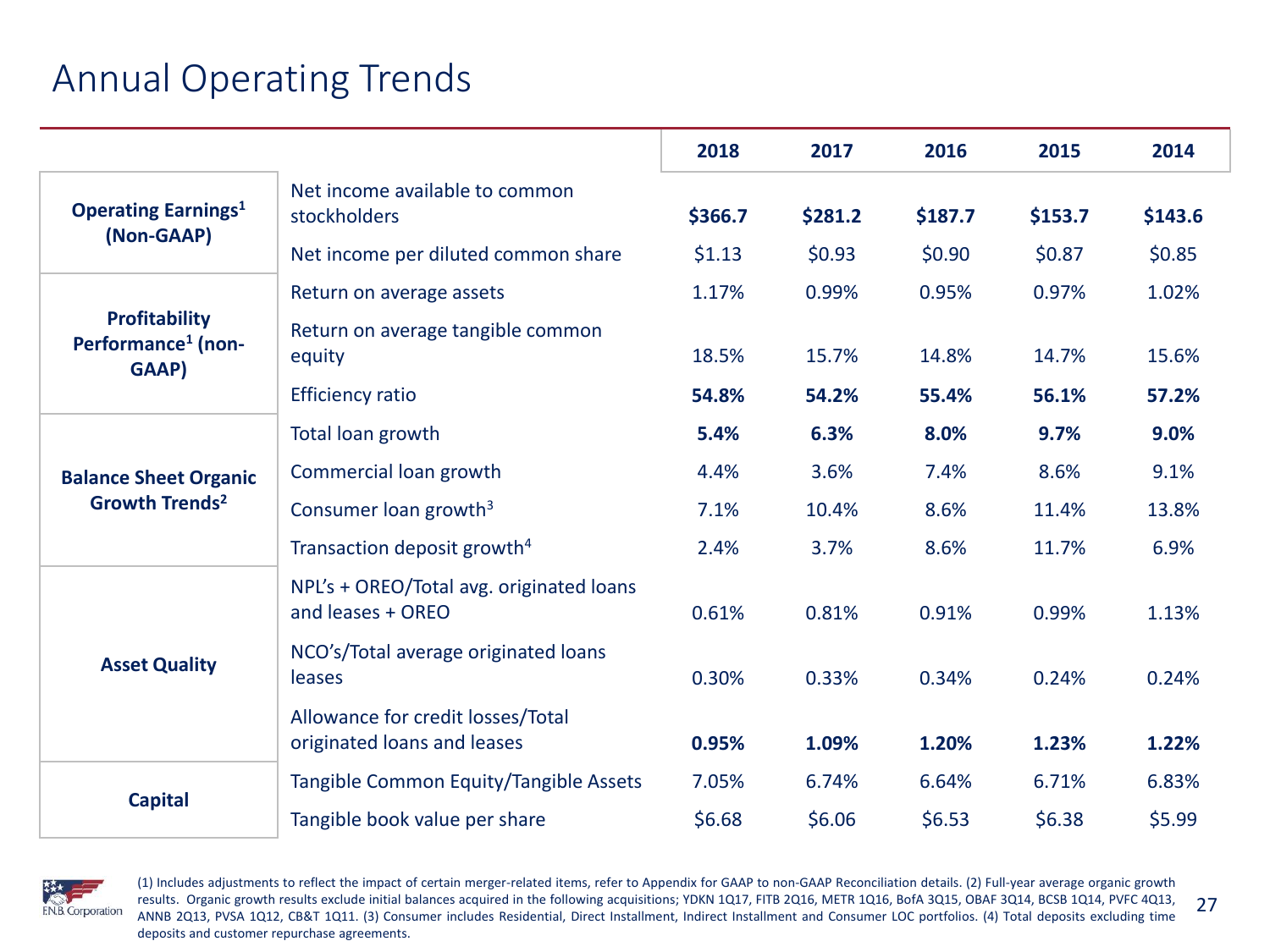# Annual Operating Trends

| | | 2018 | 2017 | 2016 | 2015 | 2014 |
|---|---|---|---|---|---|---|
| **Operating Earnings[1] (Non-GAAP)** | Net income available to common stockholders | **$366.7** | **$281.2** | **$187.7** | **$153.7** | **$143.6** |
| | Net income per diluted common share | $1.13 | $0.93 | $0.90 | $0.87 | $0.85 |
| **Profitability Performance[1] (non-GAAP)** | Return on average assets | 1.17% | 0.99% | 0.95% | 0.97% | 1.02% |
| | Return on average tangible common equity | 18.5% | 15.7% | 14.8% | 14.7% | 15.6% |
| | Efficiency ratio | **54.8%** | **54.2%** | **55.4%** | **56.1%** | **57.2%** |
| **Balance Sheet Organic Growth Trends[2]** | Total loan growth | **5.4%** | **6.3%** | **8.0%** | **9.7%** | **9.0%** |
| | Commercial loan growth | 4.4% | 3.6% | 7.4% | 8.6% | 9.1% |
| | Consumer loan growth[3] | 7.1% | 10.4% | 8.6% | 11.4% | 13.8% |
| | Transaction deposit growth[4] | 2.4% | 3.7% | 8.6% | 11.7% | 6.9% |
| **Asset Quality** | NPL's + OREO/Total avg. originated loans and leases + OREO | 0.61% | 0.81% | 0.91% | 0.99% | 1.13% |
| | NCO's/Total average originated loans leases | 0.30% | 0.33% | 0.34% | 0.24% | 0.24% |
| | Allowance for credit losses/Total originated loans and leases | **0.95%** | **1.09%** | **1.20%** | **1.23%** | **1.22%** |
| **Capital** | Tangible Common Equity/Tangible Assets | 7.05% | 6.74% | 6.64% | 6.71% | 6.83% |
| | Tangible book value per share | $6.68 | $6.06 | $6.53 | $6.38 | $5.99 |

(1) Includes adjustments to reflect the impact of certain merger-related items, refer to Appendix for GAAP to non-GAAP Reconciliation details. (2) Full-year average organic growth results. Organic growth results exclude initial balances acquired in the following acquisitions; YDKN 1Q17, FITB 2Q16, METR 1Q16, BofA 3Q15, OBAF 3Q14, BCSB 1Q14, PVFC 4Q13, ANNB 2Q13, PVSA 1Q12, CB&T 1Q11. (3) Consumer includes Residential, Direct Installment, Indirect Installment and Consumer LOC portfolios. (4) Total deposits excluding time deposits and customer repurchase agreements.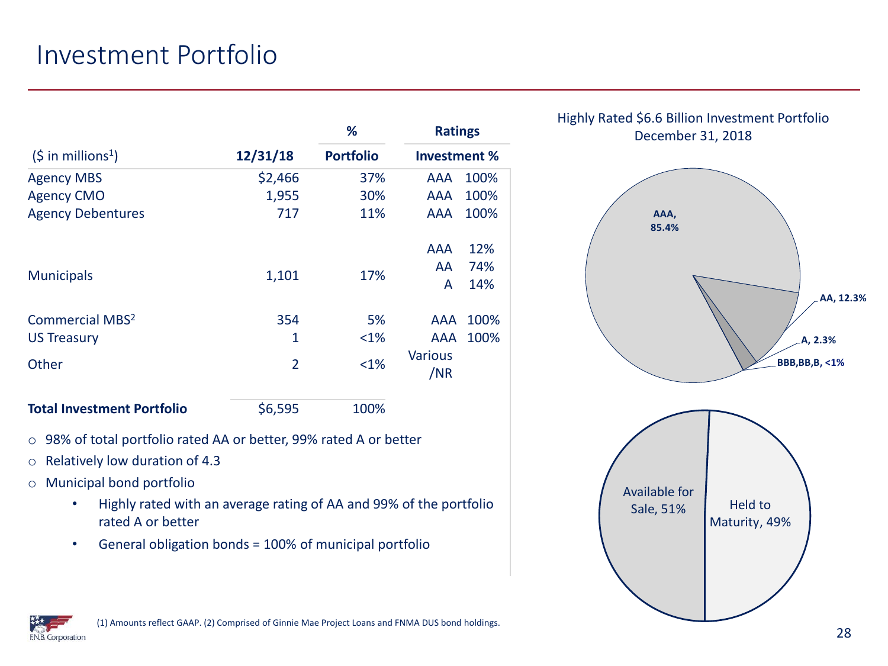# Investment Portfolio

| ($ in millions[1]) | 12/31/18 | % Portfolio | Ratings Investment % | |
|---|---|---|---|---|
| Agency MBS | $2,466 | 37% | AAA | 100% |
| Agency CMO | 1,955 | 30% | AAA | 100% |
| Agency Debentures | 717 | 11% | AAA | 100% |
| Municipals | 1,101 | 17% | AAA<br>AA<br>A | 12%<br>74%<br>14% |
| Commercial MBS[2] | 354 | 5% | AAA | 100% |
| US Treasury | 1 | <1% | AAA | 100% |
| Other | 2 | <1% | Various /NR | |
| **Total Investment Portfolio** | $6,595 | 100% | | |

- 98% of total portfolio rated AA or better, 99% rated A or better
- Relatively low duration of 4.3
- Municipal bond portfolio
  - Highly rated with an average rating of AA and 99% of the portfolio rated A or better
  - General obligation bonds = 100% of municipal portfolio

Highly Rated $6.6 Billion Investment Portfolio December 31, 2018

- AAA, 85.4%
- AA, 12.3%
- A, 2.3%
- BBB,BB,B, <1%

- Available for Sale, 51%
- Held to Maturity, 49%

(1) Amounts reflect GAAP. (2) Comprised of Ginnie Mae Project Loans and FNMA DUS bond holdings.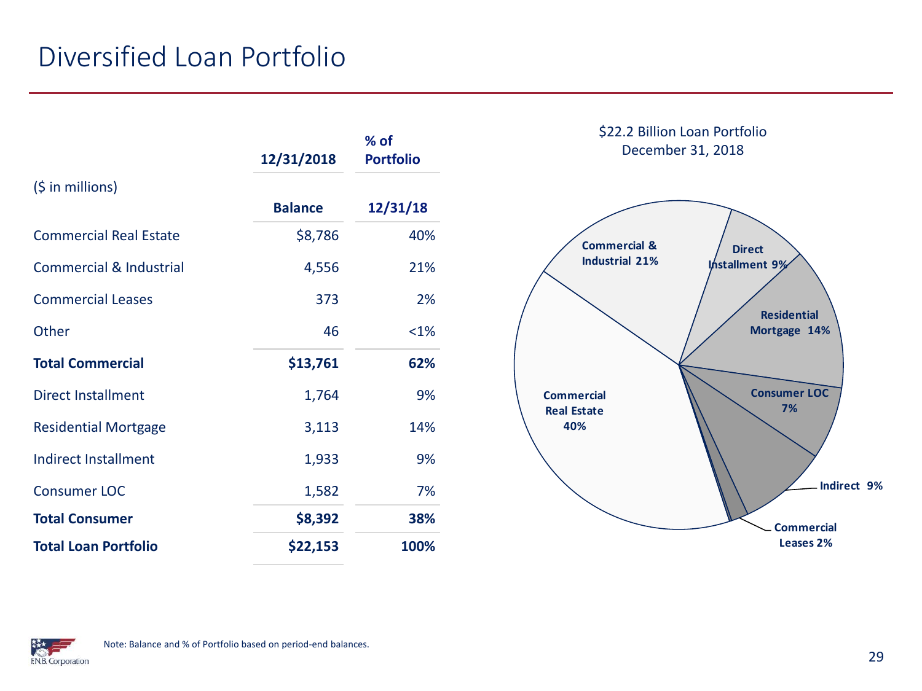# Diversified Loan Portfolio

| ($ in millions) | 12/31/2018 Balance | % of Portfolio 12/31/18 |
|---|---|---|
| Commercial Real Estate | $8,786 | 40% |
| Commercial & Industrial | 4,556 | 21% |
| Commercial Leases | 373 | 2% |
| Other | 46 | <1% |
| **Total Commercial** | **$13,761** | **62%** |
| Direct Installment | 1,764 | 9% |
| Residential Mortgage | 3,113 | 14% |
| Indirect Installment | 1,933 | 9% |
| Consumer LOC | 1,582 | 7% |
| **Total Consumer** | **$8,392** | **38%** |
| **Total Loan Portfolio** | **$22,153** | **100%** |

$22.2 Billion Loan Portfolio
December 31, 2018

- Commercial Real Estate 40%
- Commercial & Industrial 21%
- Direct Installment 9%
- Residential Mortgage 14%
- Consumer LOC 7%
- Indirect 9%
- Commercial Leases 2%

Note: Balance and % of Portfolio based on period-end balances.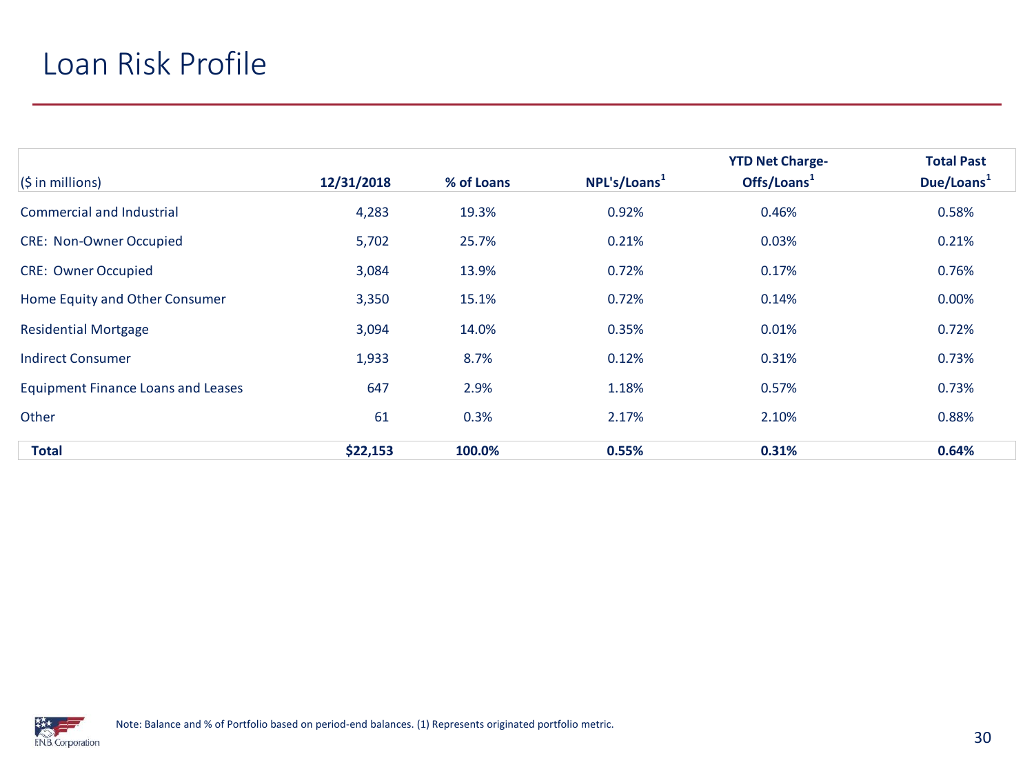# Loan Risk Profile

| ($ in millions) | 12/31/2018 | % of Loans | NPL's/Loans[1] | YTD Net Charge-Offs/Loans[1] | Total Past Due/Loans[1] |
|---|---|---|---|---|---|
| Commercial and Industrial | 4,283 | 19.3% | 0.92% | 0.46% | 0.58% |
| CRE: Non-Owner Occupied | 5,702 | 25.7% | 0.21% | 0.03% | 0.21% |
| CRE: Owner Occupied | 3,084 | 13.9% | 0.72% | 0.17% | 0.76% |
| Home Equity and Other Consumer | 3,350 | 15.1% | 0.72% | 0.14% | 0.00% |
| Residential Mortgage | 3,094 | 14.0% | 0.35% | 0.01% | 0.72% |
| Indirect Consumer | 1,933 | 8.7% | 0.12% | 0.31% | 0.73% |
| Equipment Finance Loans and Leases | 647 | 2.9% | 1.18% | 0.57% | 0.73% |
| Other | 61 | 0.3% | 2.17% | 2.10% | 0.88% |
| **Total** | **$22,153** | **100.0%** | **0.55%** | **0.31%** | **0.64%** |

Note: Balance and % of Portfolio based on period-end balances. (1) Represents originated portfolio metric.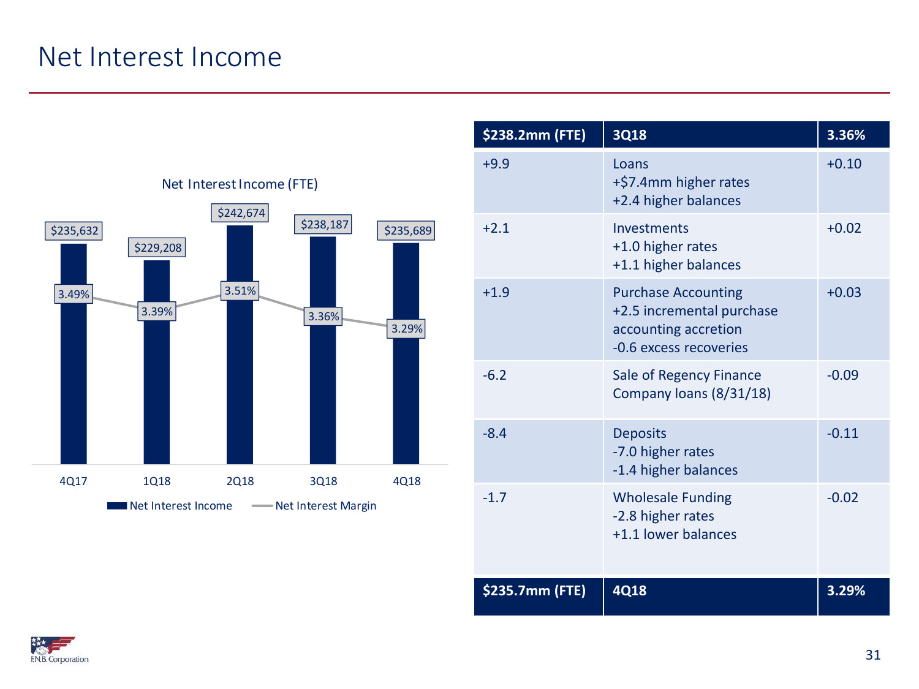# Net Interest Income

**Net Interest Income (FTE)**

| | 4Q17 | 1Q18 | 2Q18 | 3Q18 | 4Q18 |
|---|---|---|---|---|---|
| Net Interest Income | $235,632 | $229,208 | $242,674 | $238,187 | $235,689 |
| Net Interest Margin | 3.49% | 3.39% | 3.51% | 3.36% | 3.29% |

| **$238.2mm (FTE)** | **3Q18** | **3.36%** |
|---|---|---|
| +9.9 | Loans<br>+$7.4mm higher rates<br>+2.4 higher balances | +0.10 |
| +2.1 | Investments<br>+1.0 higher rates<br>+1.1 higher balances | +0.02 |
| +1.9 | Purchase Accounting<br>+2.5 incremental purchase accounting accretion<br>-0.6 excess recoveries | +0.03 |
| -6.2 | Sale of Regency Finance Company loans (8/31/18) | -0.09 |
| -8.4 | Deposits<br>-7.0 higher rates<br>-1.4 higher balances | -0.11 |
| -1.7 | Wholesale Funding<br>-2.8 higher rates<br>+1.1 lower balances | -0.02 |
| **$235.7mm (FTE)** | **4Q18** | **3.29%** |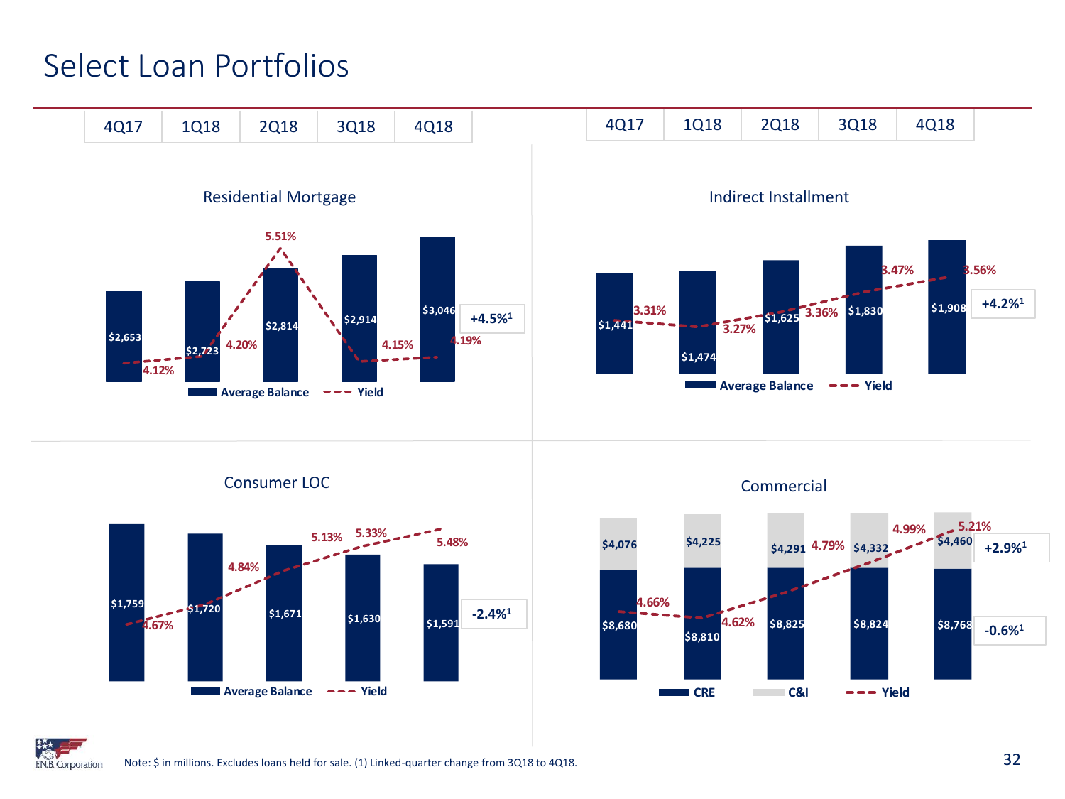# Select Loan Portfolios

## Residential Mortgage

| | 4Q17 | 1Q18 | 2Q18 | 3Q18 | 4Q18 |
|---|---|---|---|---|---|
| Average Balance | $2,653 | $2,723 | $2,814 | $2,914 | $3,046 |
| Yield | 4.12% | 4.20% | 5.51% | 4.15% | 4.19% |

+4.5%[1]

## Indirect Installment

| | 4Q17 | 1Q18 | 2Q18 | 3Q18 | 4Q18 |
|---|---|---|---|---|---|
| Average Balance | $1,441 | $1,474 | $1,625 | $1,830 | $1,908 |
| Yield | 3.31% | 3.27% | 3.36% | 3.47% | 3.56% |

+4.2%[1]

## Consumer LOC

| | 4Q17 | 1Q18 | 2Q18 | 3Q18 | 4Q18 |
|---|---|---|---|---|---|
| Average Balance | $1,759 | $1,720 | $1,671 | $1,630 | $1,591 |
| Yield | 4.67% | 4.84% | 5.13% | 5.33% | 5.48% |

-2.4%[1]

## Commercial

| | 4Q17 | 1Q18 | 2Q18 | 3Q18 | 4Q18 |
|---|---|---|---|---|---|
| CRE | $8,680 | $8,810 | $8,825 | $8,824 | $8,768 |
| C&I | $4,076 | $4,225 | $4,291 | $4,332 | $4,460 |
| Yield | 4.66% | 4.62% | 4.79% | 4.99% | 5.21% |

C&I: +2.9%[1]; CRE: -0.6%[1]

Note: $ in millions. Excludes loans held for sale. (1) Linked-quarter change from 3Q18 to 4Q18.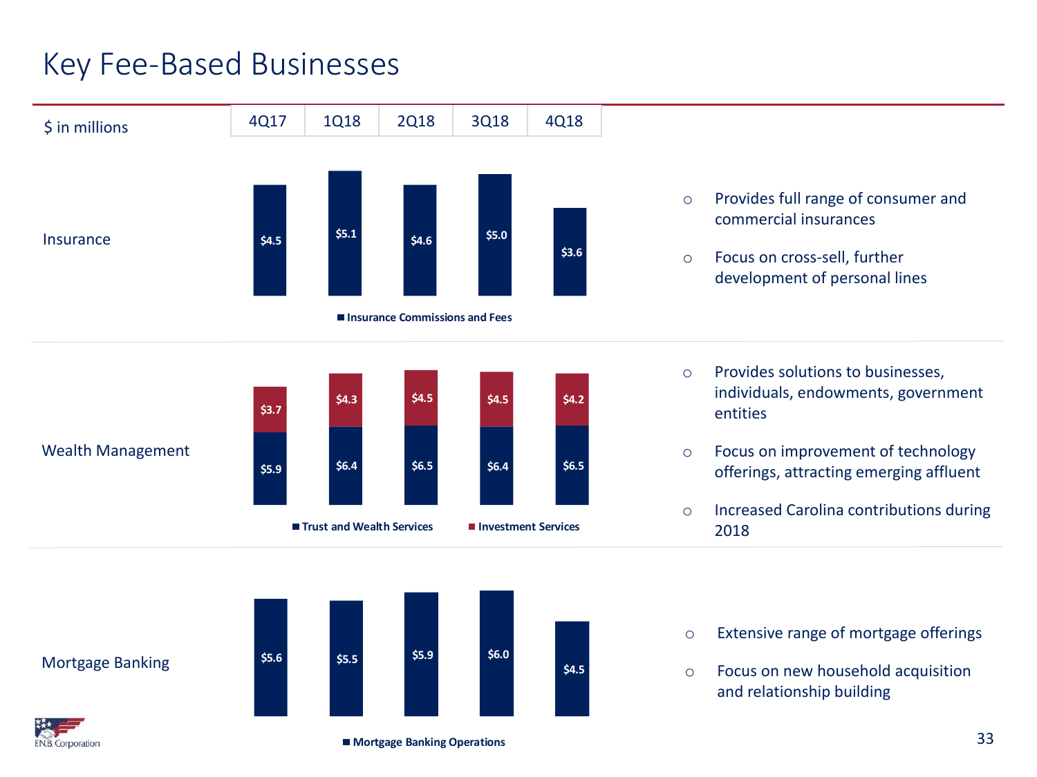# Key Fee-Based Businesses

| $ in millions | 4Q17 | 1Q18 | 2Q18 | 3Q18 | 4Q18 |
|---|---|---|---|---|---|
| **Insurance** | | | | | |
| Insurance Commissions and Fees | $4.5 | $5.1 | $4.6 | $5.0 | $3.6 |
| **Wealth Management** | | | | | |
| Trust and Wealth Services | $5.9 | $6.4 | $6.5 | $6.4 | $6.5 |
| Investment Services | $3.7 | $4.3 | $4.5 | $4.5 | $4.2 |
| **Mortgage Banking** | | | | | |
| Mortgage Banking Operations | $5.6 | $5.5 | $5.9 | $6.0 | $4.5 |

**Insurance**

- Provides full range of consumer and commercial insurances
- Focus on cross-sell, further development of personal lines

**Wealth Management**

- Provides solutions to businesses, individuals, endowments, government entities
- Focus on improvement of technology offerings, attracting emerging affluent
- Increased Carolina contributions during 2018

**Mortgage Banking**

- Extensive range of mortgage offerings
- Focus on new household acquisition and relationship building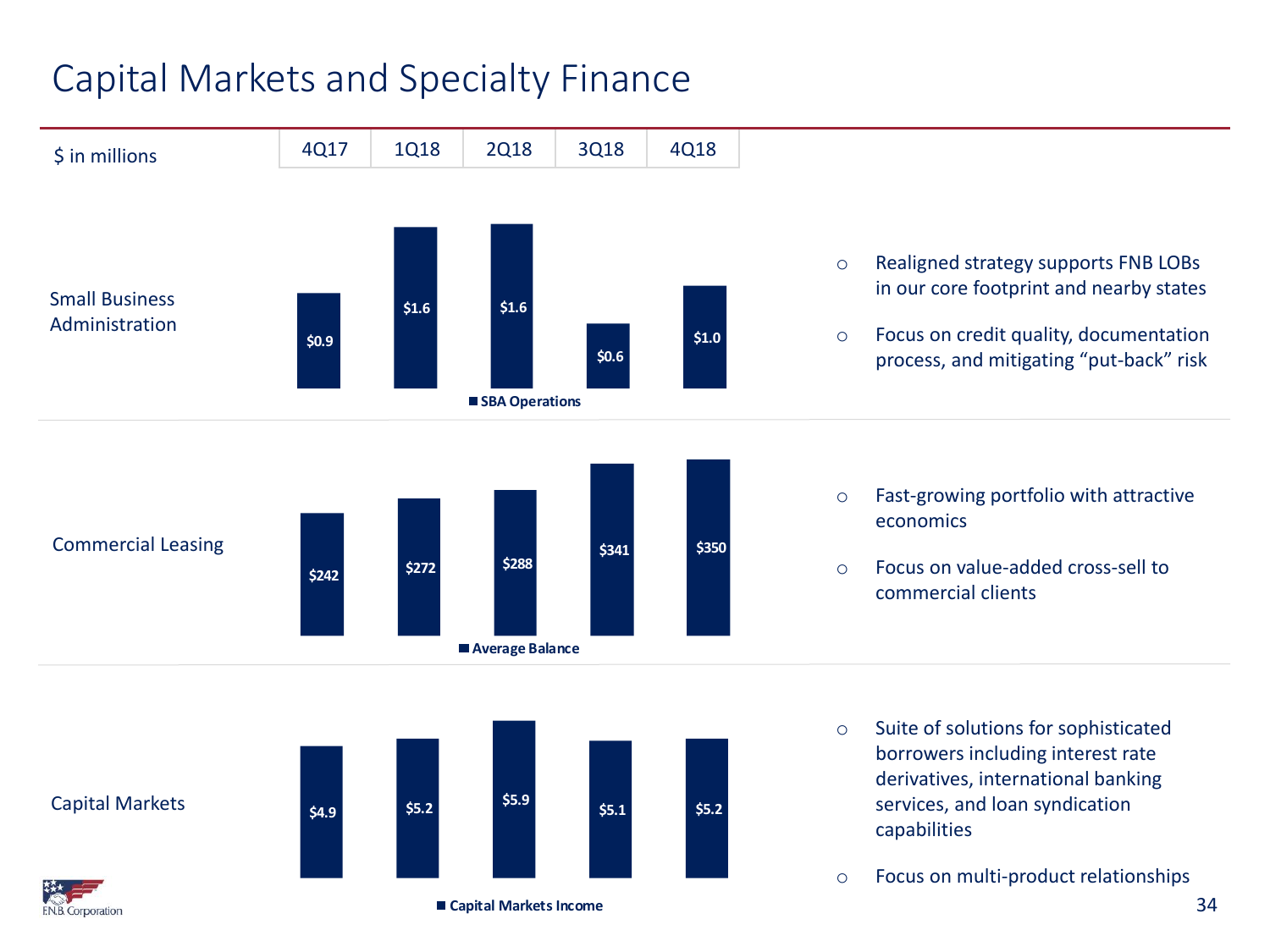# Capital Markets and Specialty Finance

| $ in millions | 4Q17 | 1Q18 | 2Q18 | 3Q18 | 4Q18 |
|---|---|---|---|---|---|
| Small Business Administration (SBA Operations) | $0.9 | $1.6 | $1.6 | $0.6 | $1.0 |
| Commercial Leasing (Average Balance) | $242 | $272 | $288 | $341 | $350 |
| Capital Markets (Capital Markets Income) | $4.9 | $5.2 | $5.9 | $5.1 | $5.2 |

**Small Business Administration**

- Realigned strategy supports FNB LOBs in our core footprint and nearby states
- Focus on credit quality, documentation process, and mitigating "put-back" risk

**Commercial Leasing**

- Fast-growing portfolio with attractive economics
- Focus on value-added cross-sell to commercial clients

**Capital Markets**

- Suite of solutions for sophisticated borrowers including interest rate derivatives, international banking services, and loan syndication capabilities
- Focus on multi-product relationships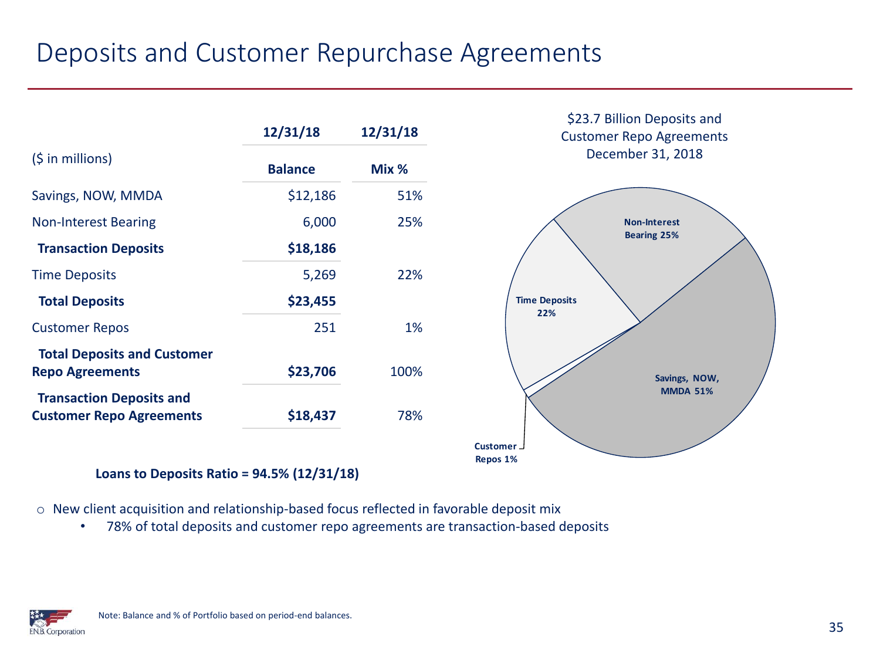# Deposits and Customer Repurchase Agreements

| ($ in millions) | 12/31/18 Balance | 12/31/18 Mix % |
|---|---|---|
| Savings, NOW, MMDA | $12,186 | 51% |
| Non-Interest Bearing | 6,000 | 25% |
| **Transaction Deposits** | **$18,186** | |
| Time Deposits | 5,269 | 22% |
| **Total Deposits** | **$23,455** | |
| Customer Repos | 251 | 1% |
| **Total Deposits and Customer Repo Agreements** | **$23,706** | 100% |
| **Transaction Deposits and Customer Repo Agreements** | **$18,437** | 78% |

**Loans to Deposits Ratio = 94.5% (12/31/18)**

$23.7 Billion Deposits and Customer Repo Agreements December 31, 2018

- Non-Interest Bearing 25%
- Time Deposits 22%
- Savings, NOW, MMDA 51%
- Customer Repos 1%

- New client acquisition and relationship-based focus reflected in favorable deposit mix
  - 78% of total deposits and customer repo agreements are transaction-based deposits

Note: Balance and % of Portfolio based on period-end balances.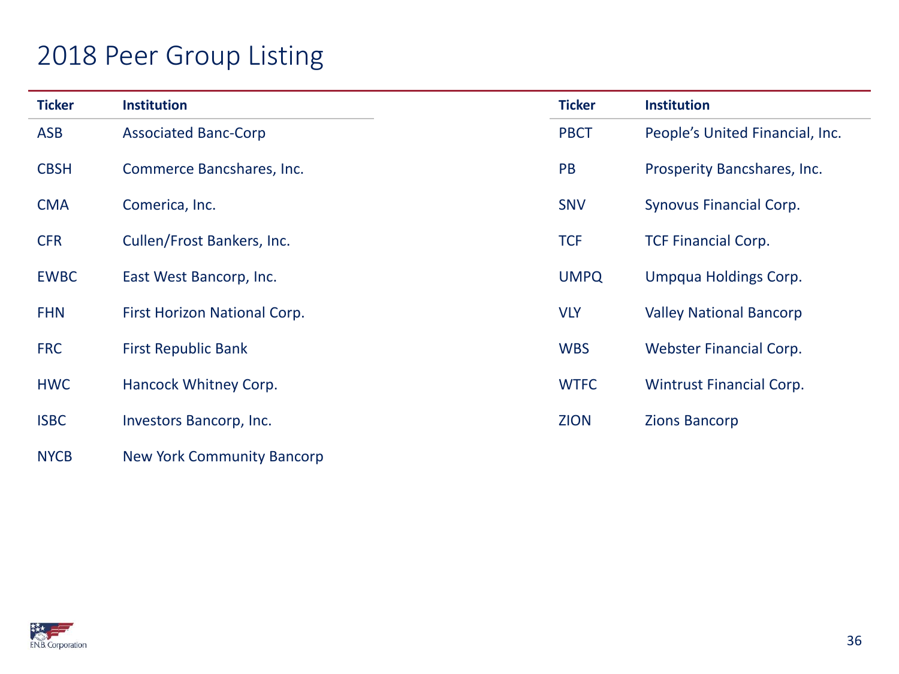# 2018 Peer Group Listing

| Ticker | Institution |
|---|---|
| ASB | Associated Banc-Corp |
| CBSH | Commerce Bancshares, Inc. |
| CMA | Comerica, Inc. |
| CFR | Cullen/Frost Bankers, Inc. |
| EWBC | East West Bancorp, Inc. |
| FHN | First Horizon National Corp. |
| FRC | First Republic Bank |
| HWC | Hancock Whitney Corp. |
| ISBC | Investors Bancorp, Inc. |
| NYCB | New York Community Bancorp |

| Ticker | Institution |
|---|---|
| PBCT | People's United Financial, Inc. |
| PB | Prosperity Bancshares, Inc. |
| SNV | Synovus Financial Corp. |
| TCF | TCF Financial Corp. |
| UMPQ | Umpqua Holdings Corp. |
| VLY | Valley National Bancorp |
| WBS | Webster Financial Corp. |
| WTFC | Wintrust Financial Corp. |
| ZION | Zions Bancorp |

F.N.B. Corporation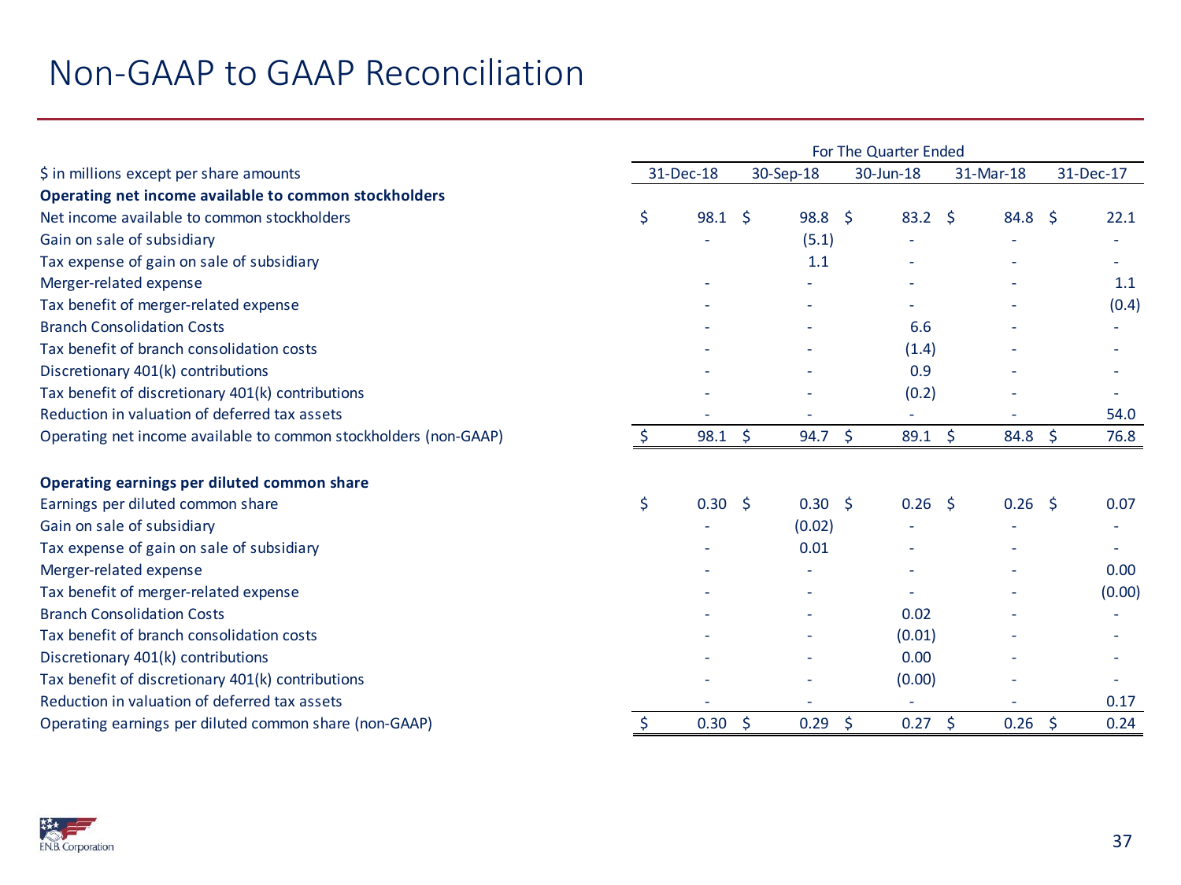# Non-GAAP to GAAP Reconciliation

| $ in millions except per share amounts | For The Quarter Ended | | | | |
|---|---|---|---|---|---|
| | 31-Dec-18 | 30-Sep-18 | 30-Jun-18 | 31-Mar-18 | 31-Dec-17 |
| **Operating net income available to common stockholders** | | | | | |
| Net income available to common stockholders | $ 98.1 | $ 98.8 | $ 83.2 | $ 84.8 | $ 22.1 |
| Gain on sale of subsidiary | - | (5.1) | - | - | - |
| Tax expense of gain on sale of subsidiary | | 1.1 | - | - | - |
| Merger-related expense | - | - | - | - | 1.1 |
| Tax benefit of merger-related expense | - | - | - | - | (0.4) |
| Branch Consolidation Costs | - | - | 6.6 | - | - |
| Tax benefit of branch consolidation costs | - | - | (1.4) | - | - |
| Discretionary 401(k) contributions | - | - | 0.9 | - | - |
| Tax benefit of discretionary 401(k) contributions | - | - | (0.2) | - | - |
| Reduction in valuation of deferred tax assets | - | - | - | - | 54.0 |
| Operating net income available to common stockholders (non-GAAP) | $ 98.1 | $ 94.7 | $ 89.1 | $ 84.8 | $ 76.8 |
| | | | | | |
| **Operating earnings per diluted common share** | | | | | |
| Earnings per diluted common share | $ 0.30 | $ 0.30 | $ 0.26 | $ 0.26 | $ 0.07 |
| Gain on sale of subsidiary | - | (0.02) | - | - | - |
| Tax expense of gain on sale of subsidiary | - | 0.01 | - | - | - |
| Merger-related expense | - | - | - | - | 0.00 |
| Tax benefit of merger-related expense | - | - | - | - | (0.00) |
| Branch Consolidation Costs | - | - | 0.02 | - | - |
| Tax benefit of branch consolidation costs | - | - | (0.01) | - | - |
| Discretionary 401(k) contributions | - | - | 0.00 | - | - |
| Tax benefit of discretionary 401(k) contributions | - | - | (0.00) | - | - |
| Reduction in valuation of deferred tax assets | - | - | - | - | 0.17 |
| Operating earnings per diluted common share (non-GAAP) | $ 0.30 | $ 0.29 | $ 0.27 | $ 0.26 | $ 0.24 |

F.N.B. Corporation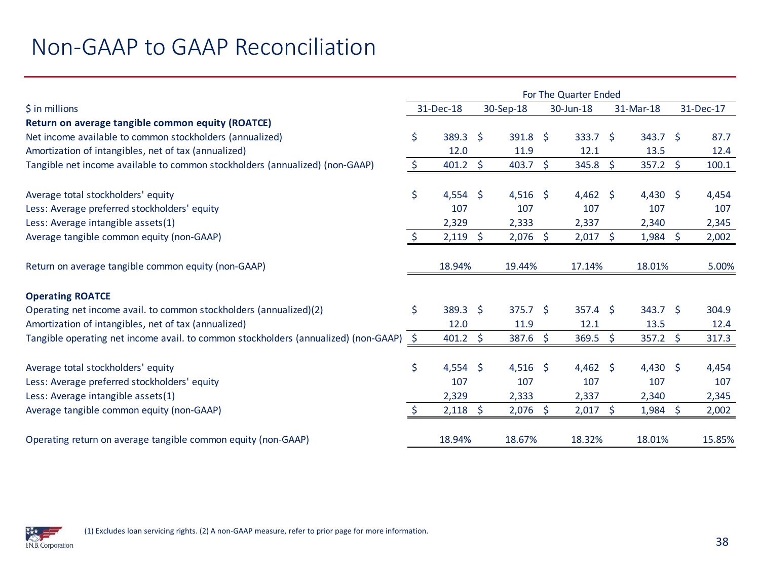# Non-GAAP to GAAP Reconciliation

| $ in millions | For The Quarter Ended | | | | |
|---|---|---|---|---|---|
| | 31-Dec-18 | 30-Sep-18 | 30-Jun-18 | 31-Mar-18 | 31-Dec-17 |
| **Return on average tangible common equity (ROATCE)** | | | | | |
| Net income available to common stockholders (annualized) | $ 389.3 | $ 391.8 | $ 333.7 | $ 343.7 | $ 87.7 |
| Amortization of intangibles, net of tax (annualized) | 12.0 | 11.9 | 12.1 | 13.5 | 12.4 |
| Tangible net income available to common stockholders (annualized) (non-GAAP) | $ 401.2 | $ 403.7 | $ 345.8 | $ 357.2 | $ 100.1 |
| | | | | | |
| Average total stockholders' equity | $ 4,554 | $ 4,516 | $ 4,462 | $ 4,430 | $ 4,454 |
| Less: Average preferred stockholders' equity | 107 | 107 | 107 | 107 | 107 |
| Less: Average intangible assets(1) | 2,329 | 2,333 | 2,337 | 2,340 | 2,345 |
| Average tangible common equity (non-GAAP) | $ 2,119 | $ 2,076 | $ 2,017 | $ 1,984 | $ 2,002 |
| | | | | | |
| Return on average tangible common equity (non-GAAP) | 18.94% | 19.44% | 17.14% | 18.01% | 5.00% |
| | | | | | |
| **Operating ROATCE** | | | | | |
| Operating net income avail. to common stockholders (annualized)(2) | $ 389.3 | $ 375.7 | $ 357.4 | $ 343.7 | $ 304.9 |
| Amortization of intangibles, net of tax (annualized) | 12.0 | 11.9 | 12.1 | 13.5 | 12.4 |
| Tangible operating net income avail. to common stockholders (annualized) (non-GAAP) | $ 401.2 | $ 387.6 | $ 369.5 | $ 357.2 | $ 317.3 |
| | | | | | |
| Average total stockholders' equity | $ 4,554 | $ 4,516 | $ 4,462 | $ 4,430 | $ 4,454 |
| Less: Average preferred stockholders' equity | 107 | 107 | 107 | 107 | 107 |
| Less: Average intangible assets(1) | 2,329 | 2,333 | 2,337 | 2,340 | 2,345 |
| Average tangible common equity (non-GAAP) | $ 2,118 | $ 2,076 | $ 2,017 | $ 1,984 | $ 2,002 |
| | | | | | |
| Operating return on average tangible common equity (non-GAAP) | 18.94% | 18.67% | 18.32% | 18.01% | 15.85% |

(1) Excludes loan servicing rights. (2) A non-GAAP measure, refer to prior page for more information.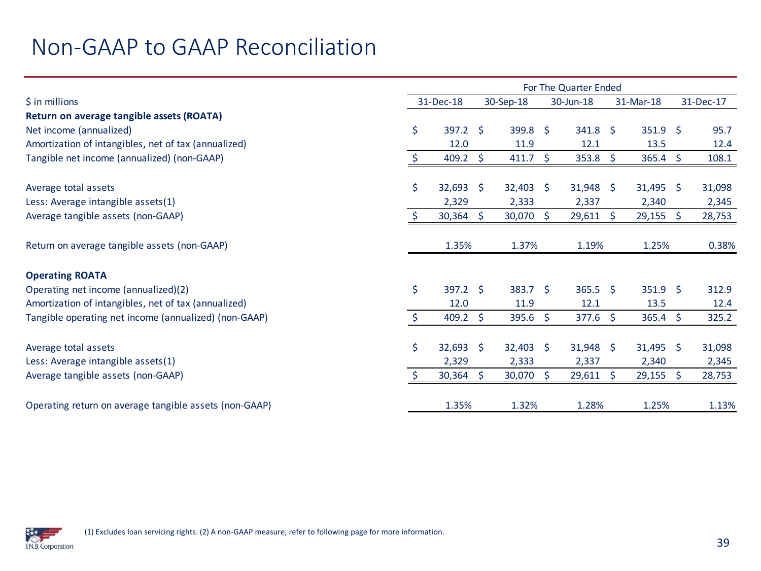# Non-GAAP to GAAP Reconciliation

| $ in millions | For The Quarter Ended | | | | |
|---|---|---|---|---|---|
| | 31-Dec-18 | 30-Sep-18 | 30-Jun-18 | 31-Mar-18 | 31-Dec-17 |
| **Return on average tangible assets (ROATA)** | | | | | |
| Net income (annualized) | $ 397.2 | $ 399.8 | $ 341.8 | $ 351.9 | $ 95.7 |
| Amortization of intangibles, net of tax (annualized) | 12.0 | 11.9 | 12.1 | 13.5 | 12.4 |
| Tangible net income (annualized) (non-GAAP) | $ 409.2 | $ 411.7 | $ 353.8 | $ 365.4 | $ 108.1 |
| Average total assets | $ 32,693 | $ 32,403 | $ 31,948 | $ 31,495 | $ 31,098 |
| Less: Average intangible assets(1) | 2,329 | 2,333 | 2,337 | 2,340 | 2,345 |
| Average tangible assets (non-GAAP) | $ 30,364 | $ 30,070 | $ 29,611 | $ 29,155 | $ 28,753 |
| Return on average tangible assets (non-GAAP) | 1.35% | 1.37% | 1.19% | 1.25% | 0.38% |
| **Operating ROATA** | | | | | |
| Operating net income (annualized)(2) | $ 397.2 | $ 383.7 | $ 365.5 | $ 351.9 | $ 312.9 |
| Amortization of intangibles, net of tax (annualized) | 12.0 | 11.9 | 12.1 | 13.5 | 12.4 |
| Tangible operating net income (annualized) (non-GAAP) | $ 409.2 | $ 395.6 | $ 377.6 | $ 365.4 | $ 325.2 |
| Average total assets | $ 32,693 | $ 32,403 | $ 31,948 | $ 31,495 | $ 31,098 |
| Less: Average intangible assets(1) | 2,329 | 2,333 | 2,337 | 2,340 | 2,345 |
| Average tangible assets (non-GAAP) | $ 30,364 | $ 30,070 | $ 29,611 | $ 29,155 | $ 28,753 |
| Operating return on average tangible assets (non-GAAP) | 1.35% | 1.32% | 1.28% | 1.25% | 1.13% |

(1) Excludes loan servicing rights. (2) A non-GAAP measure, refer to following page for more information.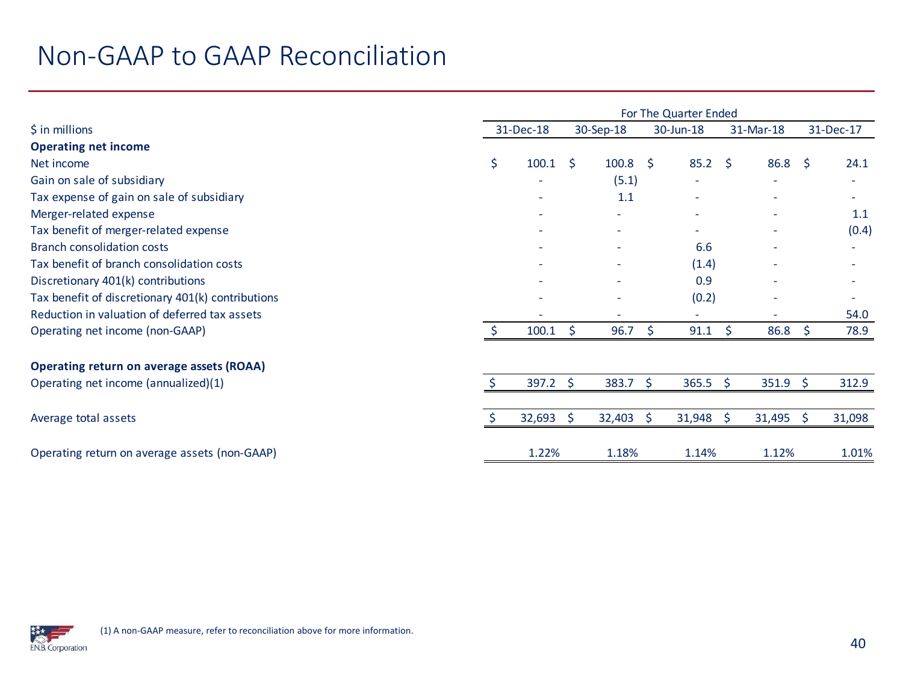# Non-GAAP to GAAP Reconciliation

| $ in millions | For The Quarter Ended | | | | |
|---|---|---|---|---|---|
| | 31-Dec-18 | 30-Sep-18 | 30-Jun-18 | 31-Mar-18 | 31-Dec-17 |
| **Operating net income** | | | | | |
| Net income | $ 100.1 | $ 100.8 | $ 85.2 | $ 86.8 | $ 24.1 |
| Gain on sale of subsidiary | - | (5.1) | - | - | - |
| Tax expense of gain on sale of subsidiary | - | 1.1 | - | - | - |
| Merger-related expense | - | - | - | - | 1.1 |
| Tax benefit of merger-related expense | - | - | - | - | (0.4) |
| Branch consolidation costs | - | - | 6.6 | - | - |
| Tax benefit of branch consolidation costs | - | - | (1.4) | - | - |
| Discretionary 401(k) contributions | - | - | 0.9 | - | - |
| Tax benefit of discretionary 401(k) contributions | - | - | (0.2) | - | - |
| Reduction in valuation of deferred tax assets | - | - | - | - | 54.0 |
| Operating net income (non-GAAP) | $ 100.1 | $ 96.7 | $ 91.1 | $ 86.8 | $ 78.9 |
| | | | | | |
| **Operating return on average assets (ROAA)** | | | | | |
| Operating net income (annualized)(1) | $ 397.2 | $ 383.7 | $ 365.5 | $ 351.9 | $ 312.9 |
| | | | | | |
| Average total assets | $ 32,693 | $ 32,403 | $ 31,948 | $ 31,495 | $ 31,098 |
| | | | | | |
| Operating return on average assets (non-GAAP) | 1.22% | 1.18% | 1.14% | 1.12% | 1.01% |

(1) A non-GAAP measure, refer to reconciliation above for more information.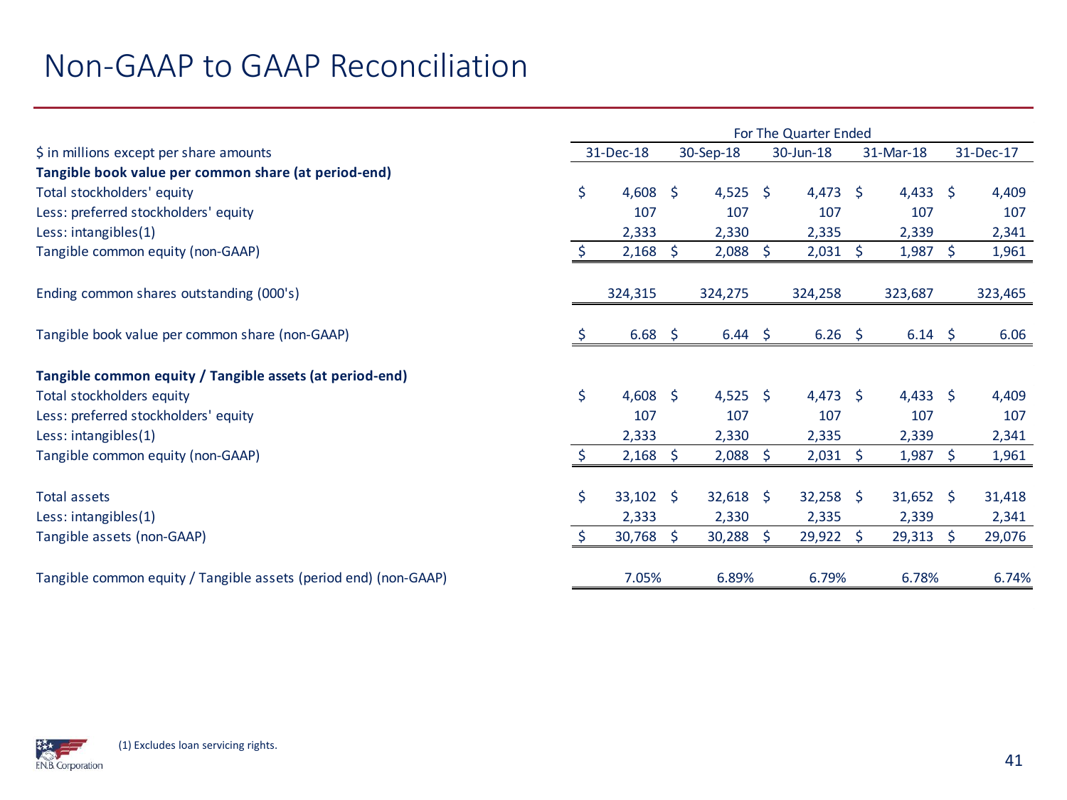# Non-GAAP to GAAP Reconciliation

| $ in millions except per share amounts | For The Quarter Ended | | | | |
|---|---|---|---|---|---|
| | 31-Dec-18 | 30-Sep-18 | 30-Jun-18 | 31-Mar-18 | 31-Dec-17 |
| **Tangible book value per common share (at period-end)** | | | | | |
| Total stockholders' equity | $ 4,608 | $ 4,525 | $ 4,473 | $ 4,433 | $ 4,409 |
| Less: preferred stockholders' equity | 107 | 107 | 107 | 107 | 107 |
| Less: intangibles(1) | 2,333 | 2,330 | 2,335 | 2,339 | 2,341 |
| Tangible common equity (non-GAAP) | $ 2,168 | $ 2,088 | $ 2,031 | $ 1,987 | $ 1,961 |
| Ending common shares outstanding (000's) | 324,315 | 324,275 | 324,258 | 323,687 | 323,465 |
| Tangible book value per common share (non-GAAP) | $ 6.68 | $ 6.44 | $ 6.26 | $ 6.14 | $ 6.06 |
| **Tangible common equity / Tangible assets (at period-end)** | | | | | |
| Total stockholders equity | $ 4,608 | $ 4,525 | $ 4,473 | $ 4,433 | $ 4,409 |
| Less: preferred stockholders' equity | 107 | 107 | 107 | 107 | 107 |
| Less: intangibles(1) | 2,333 | 2,330 | 2,335 | 2,339 | 2,341 |
| Tangible common equity (non-GAAP) | $ 2,168 | $ 2,088 | $ 2,031 | $ 1,987 | $ 1,961 |
| Total assets | $ 33,102 | $ 32,618 | $ 32,258 | $ 31,652 | $ 31,418 |
| Less: intangibles(1) | 2,333 | 2,330 | 2,335 | 2,339 | 2,341 |
| Tangible assets (non-GAAP) | $ 30,768 | $ 30,288 | $ 29,922 | $ 29,313 | $ 29,076 |
| Tangible common equity / Tangible assets (period end) (non-GAAP) | 7.05% | 6.89% | 6.79% | 6.78% | 6.74% |

(1) Excludes loan servicing rights.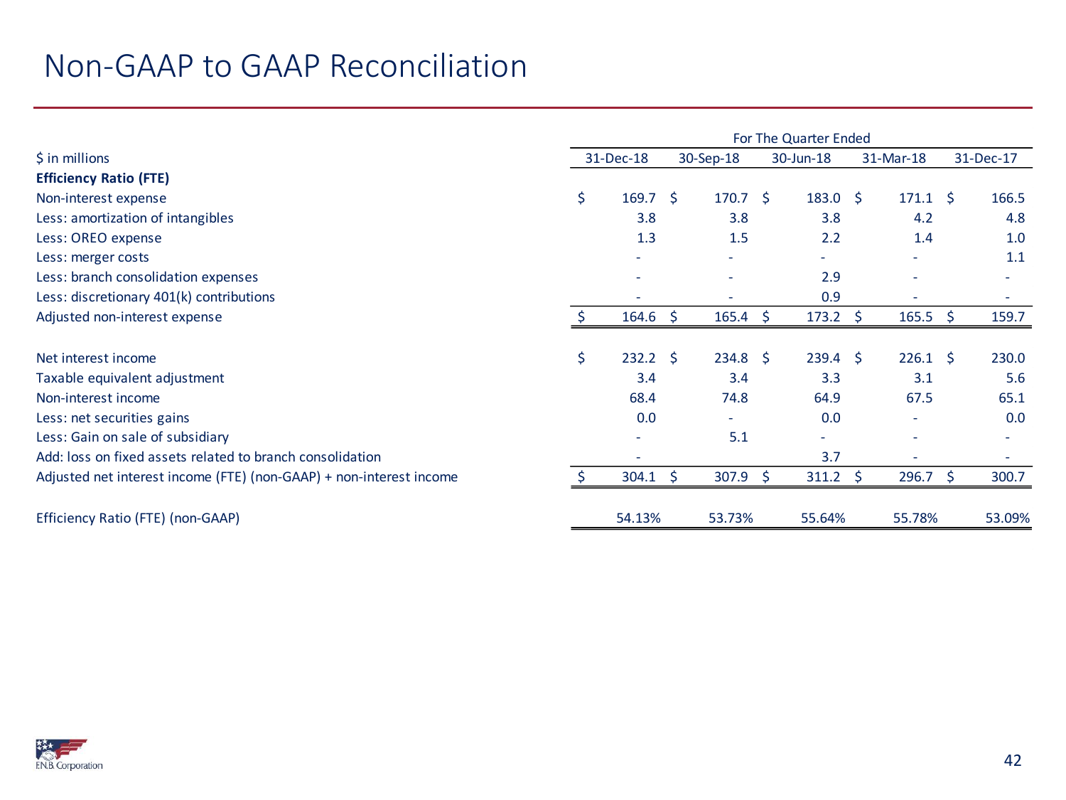# Non-GAAP to GAAP Reconciliation

| $ in millions | For The Quarter Ended | | | | |
|---|---|---|---|---|---|
| | 31-Dec-18 | 30-Sep-18 | 30-Jun-18 | 31-Mar-18 | 31-Dec-17 |
| **Efficiency Ratio (FTE)** | | | | | |
| Non-interest expense | $ 169.7 | $ 170.7 | $ 183.0 | $ 171.1 | $ 166.5 |
| Less: amortization of intangibles | 3.8 | 3.8 | 3.8 | 4.2 | 4.8 |
| Less: OREO expense | 1.3 | 1.5 | 2.2 | 1.4 | 1.0 |
| Less: merger costs | - | - | - | - | 1.1 |
| Less: branch consolidation expenses | - | - | 2.9 | - | - |
| Less: discretionary 401(k) contributions | - | - | 0.9 | - | - |
| Adjusted non-interest expense | $ 164.6 | $ 165.4 | $ 173.2 | $ 165.5 | $ 159.7 |
| | | | | | |
| Net interest income | $ 232.2 | $ 234.8 | $ 239.4 | $ 226.1 | $ 230.0 |
| Taxable equivalent adjustment | 3.4 | 3.4 | 3.3 | 3.1 | 5.6 |
| Non-interest income | 68.4 | 74.8 | 64.9 | 67.5 | 65.1 |
| Less: net securities gains | 0.0 | - | 0.0 | - | 0.0 |
| Less: Gain on sale of subsidiary | - | 5.1 | - | - | - |
| Add: loss on fixed assets related to branch consolidation | - | | 3.7 | - | - |
| Adjusted net interest income (FTE) (non-GAAP) + non-interest income | $ 304.1 | $ 307.9 | $ 311.2 | $ 296.7 | $ 300.7 |
| | | | | | |
| Efficiency Ratio (FTE) (non-GAAP) | 54.13% | 53.73% | 55.64% | 55.78% | 53.09% |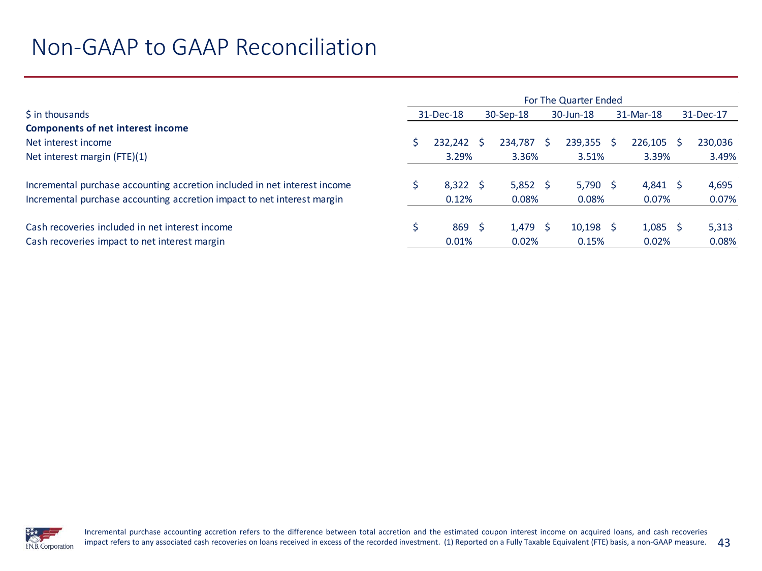# Non-GAAP to GAAP Reconciliation

| $ in thousands | For The Quarter Ended | | | | |
|---|---|---|---|---|---|
| | 31-Dec-18 | 30-Sep-18 | 30-Jun-18 | 31-Mar-18 | 31-Dec-17 |
| **Components of net interest income** | | | | | |
| Net interest income | $ 232,242 | $ 234,787 | $ 239,355 | $ 226,105 | $ 230,036 |
| Net interest margin (FTE)(1) | 3.29% | 3.36% | 3.51% | 3.39% | 3.49% |
| Incremental purchase accounting accretion included in net interest income | $ 8,322 | $ 5,852 | $ 5,790 | $ 4,841 | $ 4,695 |
| Incremental purchase accounting accretion impact to net interest margin | 0.12% | 0.08% | 0.08% | 0.07% | 0.07% |
| Cash recoveries included in net interest income | $ 869 | $ 1,479 | $ 10,198 | $ 1,085 | $ 5,313 |
| Cash recoveries impact to net interest margin | 0.01% | 0.02% | 0.15% | 0.02% | 0.08% |

Incremental purchase accounting accretion refers to the difference between total accretion and the estimated coupon interest income on acquired loans, and cash recoveries impact refers to any associated cash recoveries on loans received in excess of the recorded investment. (1) Reported on a Fully Taxable Equivalent (FTE) basis, a non-GAAP measure.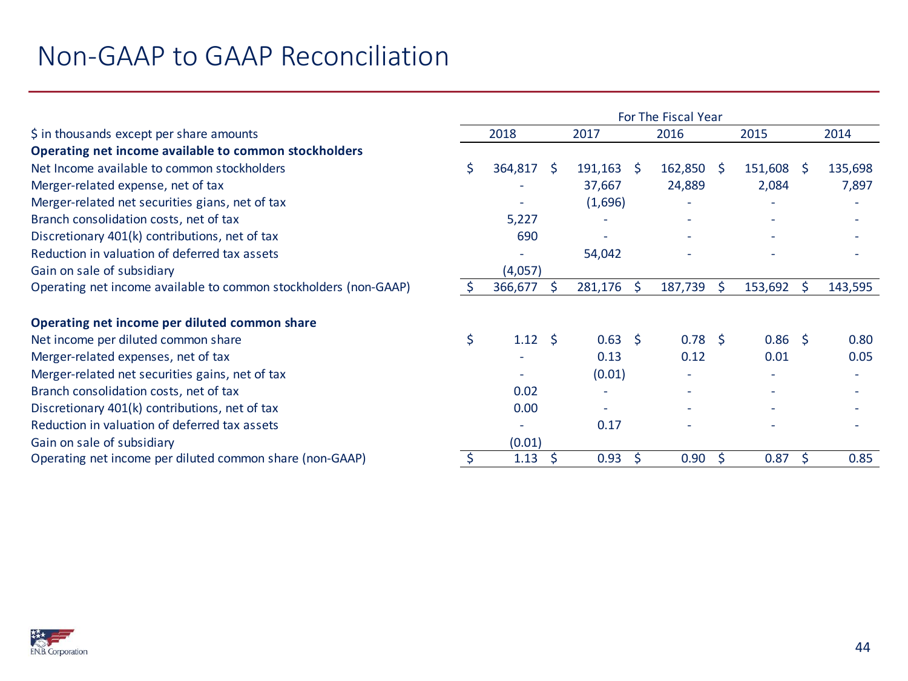# Non-GAAP to GAAP Reconciliation

| $ in thousands except per share amounts | For The Fiscal Year 2018 | 2017 | 2016 | 2015 | 2014 |
|---|---|---|---|---|---|
| **Operating net income available to common stockholders** | | | | | |
| Net Income available to common stockholders | $ 364,817 | $ 191,163 | $ 162,850 | $ 151,608 | $ 135,698 |
| Merger-related expense, net of tax | - | 37,667 | 24,889 | 2,084 | 7,897 |
| Merger-related net securities gians, net of tax | - | (1,696) | - | - | - |
| Branch consolidation costs, net of tax | 5,227 | - | - | - | - |
| Discretionary 401(k) contributions, net of tax | 690 | - | - | - | - |
| Reduction in valuation of deferred tax assets | - | 54,042 | - | - | - |
| Gain on sale of subsidiary | (4,057) | | | | |
| Operating net income available to common stockholders (non-GAAP) | $ 366,677 | $ 281,176 | $ 187,739 | $ 153,692 | $ 143,595 |
| | | | | | |
| **Operating net income per diluted common share** | | | | | |
| Net income per diluted common share | $ 1.12 | $ 0.63 | $ 0.78 | $ 0.86 | $ 0.80 |
| Merger-related expenses, net of tax | - | 0.13 | 0.12 | 0.01 | 0.05 |
| Merger-related net securities gains, net of tax | - | (0.01) | - | - | - |
| Branch consolidation costs, net of tax | 0.02 | - | - | - | - |
| Discretionary 401(k) contributions, net of tax | 0.00 | - | - | - | - |
| Reduction in valuation of deferred tax assets | - | 0.17 | - | - | - |
| Gain on sale of subsidiary | (0.01) | | | | |
| Operating net income per diluted common share (non-GAAP) | $ 1.13 | $ 0.93 | $ 0.90 | $ 0.87 | $ 0.85 |

F.N.B. Corporation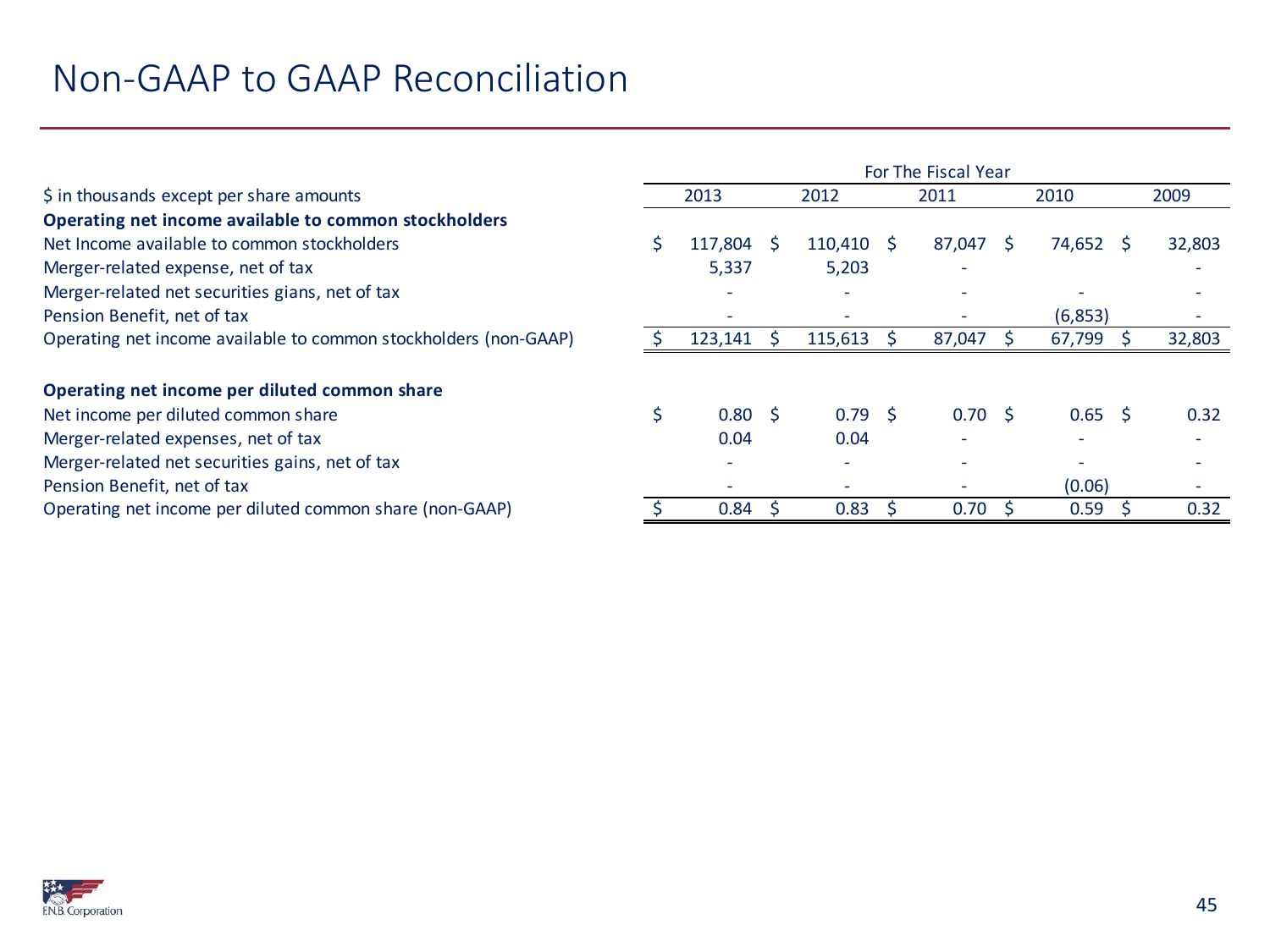# Non-GAAP to GAAP Reconciliation

| $ in thousands except per share amounts | For The Fiscal Year 2013 | 2012 | 2011 | 2010 | 2009 |
|---|---|---|---|---|---|
| **Operating net income available to common stockholders** | | | | | |
| Net Income available to common stockholders | $ 117,804 | $ 110,410 | $ 87,047 | $ 74,652 | $ 32,803 |
| Merger-related expense, net of tax | 5,337 | 5,203 | - | | - |
| Merger-related net securities gians, net of tax | - | - | - | - | - |
| Pension Benefit, net of tax | - | - | - | (6,853) | - |
| Operating net income available to common stockholders (non-GAAP) | $ 123,141 | $ 115,613 | $ 87,047 | $ 67,799 | $ 32,803 |
| | | | | | |
| **Operating net income per diluted common share** | | | | | |
| Net income per diluted common share | $ 0.80 | $ 0.79 | $ 0.70 | $ 0.65 | $ 0.32 |
| Merger-related expenses, net of tax | 0.04 | 0.04 | - | - | - |
| Merger-related net securities gains, net of tax | - | - | - | - | - |
| Pension Benefit, net of tax | - | - | - | (0.06) | - |
| Operating net income per diluted common share (non-GAAP) | $ 0.84 | $ 0.83 | $ 0.70 | $ 0.59 | $ 0.32 |

F.N.B. Corporation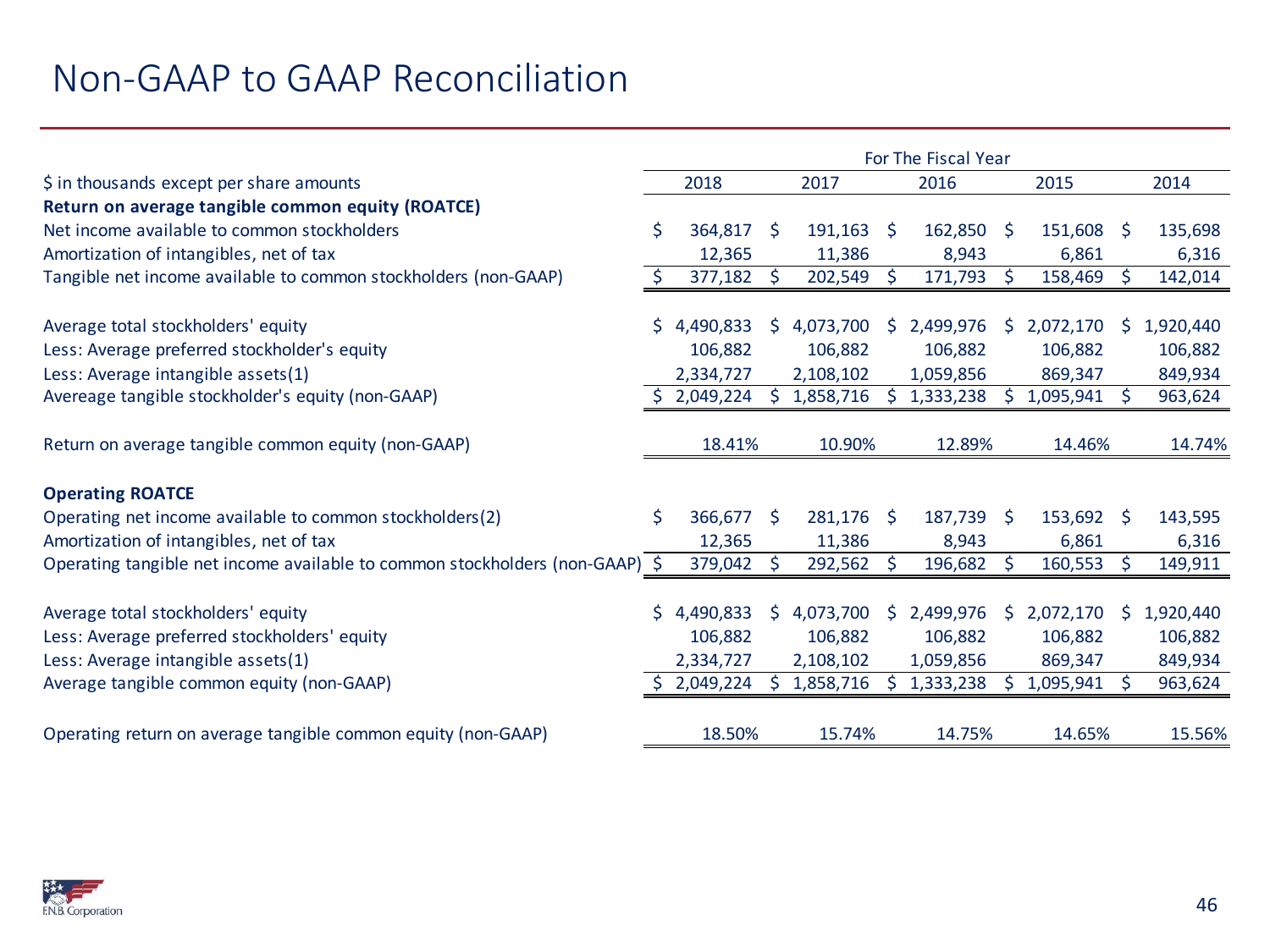# Non-GAAP to GAAP Reconciliation

| $ in thousands except per share amounts | For The Fiscal Year 2018 | 2017 | 2016 | 2015 | 2014 |
|---|---|---|---|---|---|
| **Return on average tangible common equity (ROATCE)** | | | | | |
| Net income available to common stockholders | $ 364,817 | $ 191,163 | $ 162,850 | $ 151,608 | $ 135,698 |
| Amortization of intangibles, net of tax | 12,365 | 11,386 | 8,943 | 6,861 | 6,316 |
| Tangible net income available to common stockholders (non-GAAP) | $ 377,182 | $ 202,549 | $ 171,793 | $ 158,469 | $ 142,014 |
| | | | | | |
| Average total stockholders' equity | $ 4,490,833 | $ 4,073,700 | $ 2,499,976 | $ 2,072,170 | $ 1,920,440 |
| Less: Average preferred stockholder's equity | 106,882 | 106,882 | 106,882 | 106,882 | 106,882 |
| Less: Average intangible assets(1) | 2,334,727 | 2,108,102 | 1,059,856 | 869,347 | 849,934 |
| Avereage tangible stockholder's equity (non-GAAP) | $ 2,049,224 | $ 1,858,716 | $ 1,333,238 | $ 1,095,941 | $ 963,624 |
| | | | | | |
| Return on average tangible common equity (non-GAAP) | 18.41% | 10.90% | 12.89% | 14.46% | 14.74% |
| | | | | | |
| **Operating ROATCE** | | | | | |
| Operating net income available to common stockholders(2) | $ 366,677 | $ 281,176 | $ 187,739 | $ 153,692 | $ 143,595 |
| Amortization of intangibles, net of tax | 12,365 | 11,386 | 8,943 | 6,861 | 6,316 |
| Operating tangible net income available to common stockholders (non-GAAP) | $ 379,042 | $ 292,562 | $ 196,682 | $ 160,553 | $ 149,911 |
| | | | | | |
| Average total stockholders' equity | $ 4,490,833 | $ 4,073,700 | $ 2,499,976 | $ 2,072,170 | $ 1,920,440 |
| Less: Average preferred stockholders' equity | 106,882 | 106,882 | 106,882 | 106,882 | 106,882 |
| Less: Average intangible assets(1) | 2,334,727 | 2,108,102 | 1,059,856 | 869,347 | 849,934 |
| Average tangible common equity (non-GAAP) | $ 2,049,224 | $ 1,858,716 | $ 1,333,238 | $ 1,095,941 | $ 963,624 |
| | | | | | |
| Operating return on average tangible common equity (non-GAAP) | 18.50% | 15.74% | 14.75% | 14.65% | 15.56% |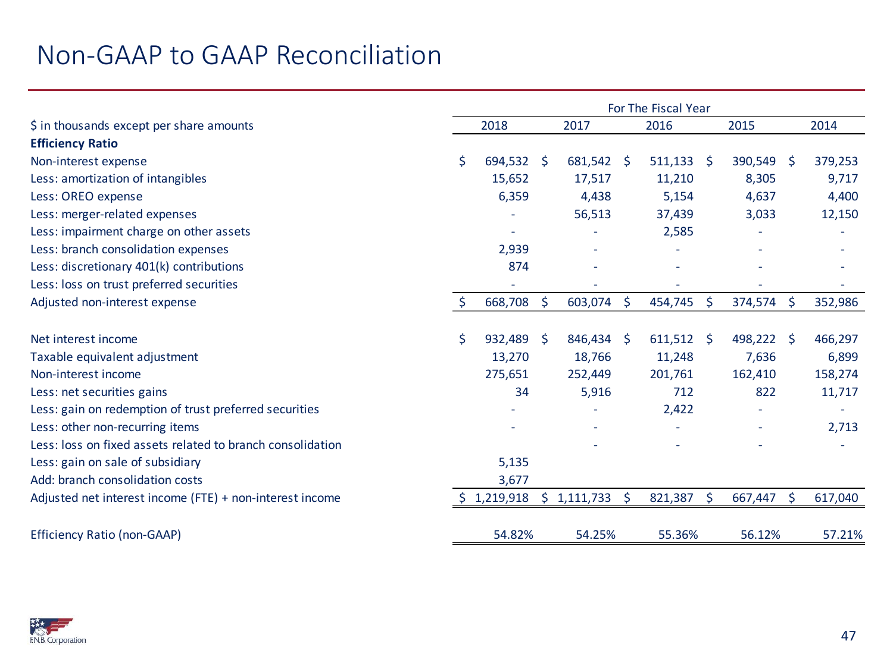# Non-GAAP to GAAP Reconciliation

| $ in thousands except per share amounts | For The Fiscal Year 2018 | 2017 | 2016 | 2015 | 2014 |
|---|---|---|---|---|---|
| **Efficiency Ratio** | | | | | |
| Non-interest expense | $ 694,532 | $ 681,542 | $ 511,133 | $ 390,549 | $ 379,253 |
| Less: amortization of intangibles | 15,652 | 17,517 | 11,210 | 8,305 | 9,717 |
| Less: OREO expense | 6,359 | 4,438 | 5,154 | 4,637 | 4,400 |
| Less: merger-related expenses | - | 56,513 | 37,439 | 3,033 | 12,150 |
| Less: impairment charge on other assets | - | - | 2,585 | - | - |
| Less: branch consolidation expenses | 2,939 | - | - | - | - |
| Less: discretionary 401(k) contributions | 874 | - | - | - | - |
| Less: loss on trust preferred securities | - | - | - | - | - |
| Adjusted non-interest expense | $ 668,708 | $ 603,074 | $ 454,745 | $ 374,574 | $ 352,986 |
| | | | | | |
| Net interest income | $ 932,489 | $ 846,434 | $ 611,512 | $ 498,222 | $ 466,297 |
| Taxable equivalent adjustment | 13,270 | 18,766 | 11,248 | 7,636 | 6,899 |
| Non-interest income | 275,651 | 252,449 | 201,761 | 162,410 | 158,274 |
| Less: net securities gains | 34 | 5,916 | 712 | 822 | 11,717 |
| Less: gain on redemption of trust preferred securities | - | - | 2,422 | - | - |
| Less: other non-recurring items | - | - | - | - | 2,713 |
| Less: loss on fixed assets related to branch consolidation | | - | - | - | - |
| Less: gain on sale of subsidiary | 5,135 | | | | |
| Add: branch consolidation costs | 3,677 | | | | |
| Adjusted net interest income (FTE) + non-interest income | $ 1,219,918 | $ 1,111,733 | $ 821,387 | $ 667,447 | $ 617,040 |
| | | | | | |
| Efficiency Ratio (non-GAAP) | 54.82% | 54.25% | 55.36% | 56.12% | 57.21% |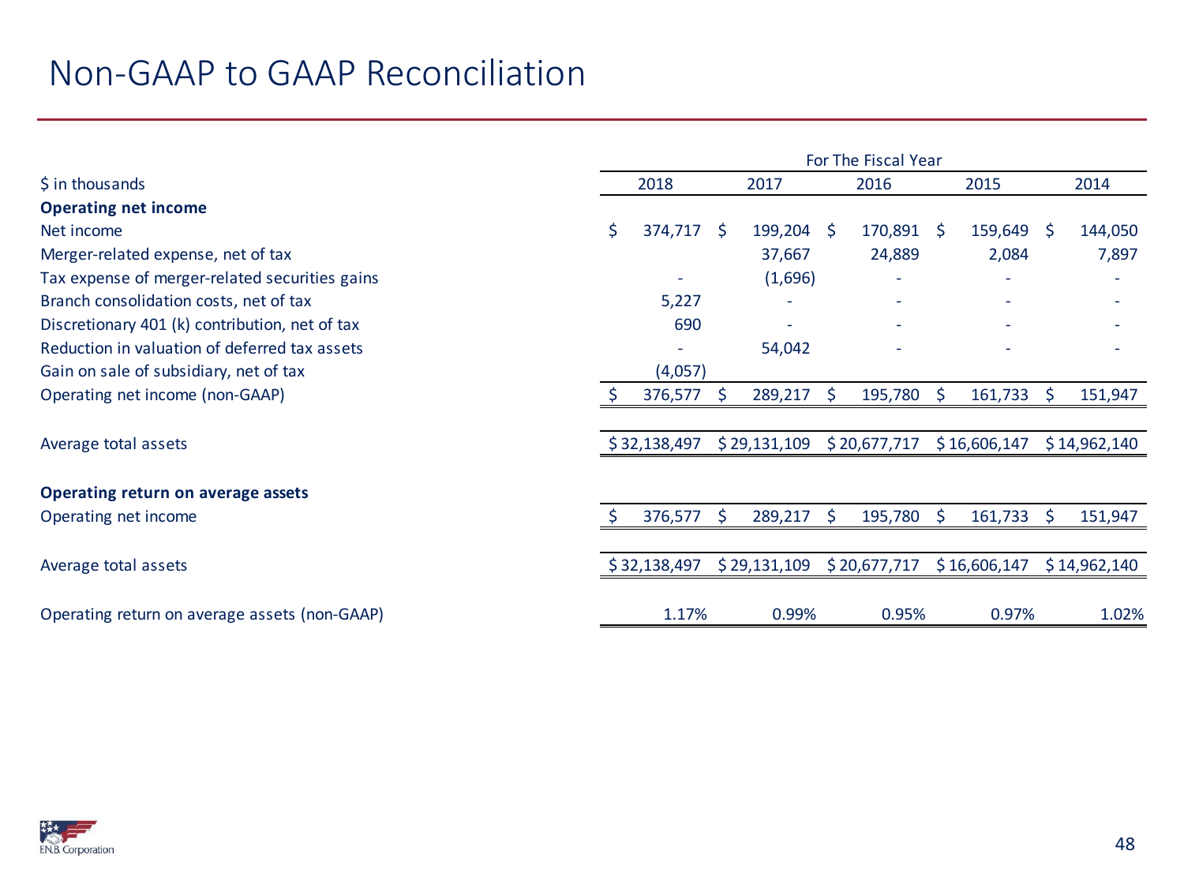# Non-GAAP to GAAP Reconciliation

| $ in thousands | For The Fiscal Year 2018 | 2017 | 2016 | 2015 | 2014 |
|---|---|---|---|---|---|
| **Operating net income** | | | | | |
| Net income | $ 374,717 | $ 199,204 | $ 170,891 | $ 159,649 | $ 144,050 |
| Merger-related expense, net of tax | | 37,667 | 24,889 | 2,084 | 7,897 |
| Tax expense of merger-related securities gains | - | (1,696) | - | - | - |
| Branch consolidation costs, net of tax | 5,227 | - | - | - | - |
| Discretionary 401 (k) contribution, net of tax | 690 | - | - | - | - |
| Reduction in valuation of deferred tax assets | - | 54,042 | - | - | - |
| Gain on sale of subsidiary, net of tax | (4,057) | | | | |
| Operating net income (non-GAAP) | $ 376,577 | $ 289,217 | $ 195,780 | $ 161,733 | $ 151,947 |
| | | | | | |
| Average total assets | $ 32,138,497 | $ 29,131,109 | $ 20,677,717 | $ 16,606,147 | $ 14,962,140 |
| | | | | | |
| **Operating return on average assets** | | | | | |
| Operating net income | $ 376,577 | $ 289,217 | $ 195,780 | $ 161,733 | $ 151,947 |
| | | | | | |
| Average total assets | $ 32,138,497 | $ 29,131,109 | $ 20,677,717 | $ 16,606,147 | $ 14,962,140 |
| | | | | | |
| Operating return on average assets (non-GAAP) | 1.17% | 0.99% | 0.95% | 0.97% | 1.02% |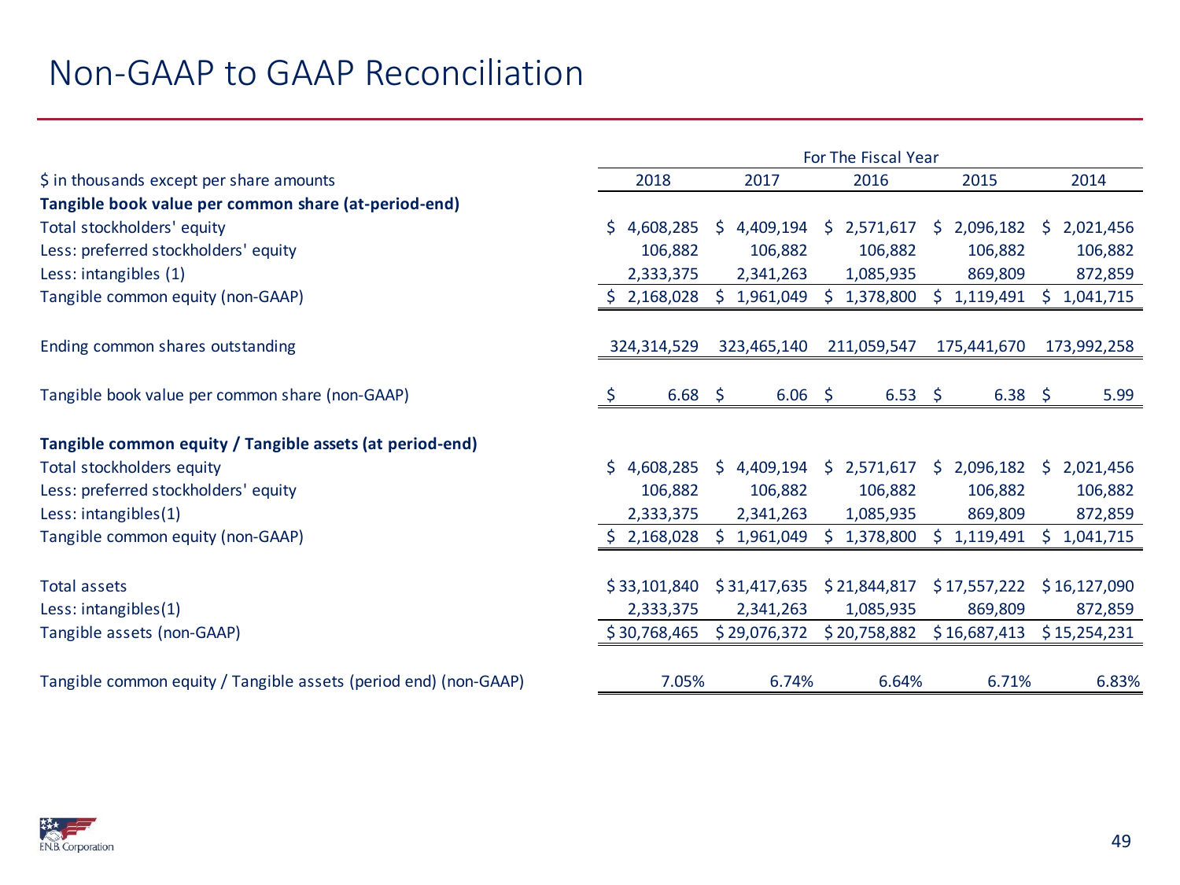# Non-GAAP to GAAP Reconciliation

| | For The Fiscal Year | | | | |
|---|---|---|---|---|---|
| $ in thousands except per share amounts | 2018 | 2017 | 2016 | 2015 | 2014 |
| **Tangible book value per common share (at-period-end)** | | | | | |
| Total stockholders' equity | $ 4,608,285 | $ 4,409,194 | $ 2,571,617 | $ 2,096,182 | $ 2,021,456 |
| Less: preferred stockholders' equity | 106,882 | 106,882 | 106,882 | 106,882 | 106,882 |
| Less: intangibles (1) | 2,333,375 | 2,341,263 | 1,085,935 | 869,809 | 872,859 |
| Tangible common equity (non-GAAP) | $ 2,168,028 | $ 1,961,049 | $ 1,378,800 | $ 1,119,491 | $ 1,041,715 |
| Ending common shares outstanding | 324,314,529 | 323,465,140 | 211,059,547 | 175,441,670 | 173,992,258 |
| Tangible book value per common share (non-GAAP) | $ 6.68 | $ 6.06 | $ 6.53 | $ 6.38 | $ 5.99 |
| **Tangible common equity / Tangible assets (at period-end)** | | | | | |
| Total stockholders equity | $ 4,608,285 | $ 4,409,194 | $ 2,571,617 | $ 2,096,182 | $ 2,021,456 |
| Less: preferred stockholders' equity | 106,882 | 106,882 | 106,882 | 106,882 | 106,882 |
| Less: intangibles(1) | 2,333,375 | 2,341,263 | 1,085,935 | 869,809 | 872,859 |
| Tangible common equity (non-GAAP) | $ 2,168,028 | $ 1,961,049 | $ 1,378,800 | $ 1,119,491 | $ 1,041,715 |
| Total assets | $ 33,101,840 | $ 31,417,635 | $ 21,844,817 | $ 17,557,222 | $ 16,127,090 |
| Less: intangibles(1) | 2,333,375 | 2,341,263 | 1,085,935 | 869,809 | 872,859 |
| Tangible assets (non-GAAP) | $ 30,768,465 | $ 29,076,372 | $ 20,758,882 | $ 16,687,413 | $ 15,254,231 |
| Tangible common equity / Tangible assets (period end) (non-GAAP) | 7.05% | 6.74% | 6.64% | 6.71% | 6.83% |

F.N.B. Corporation